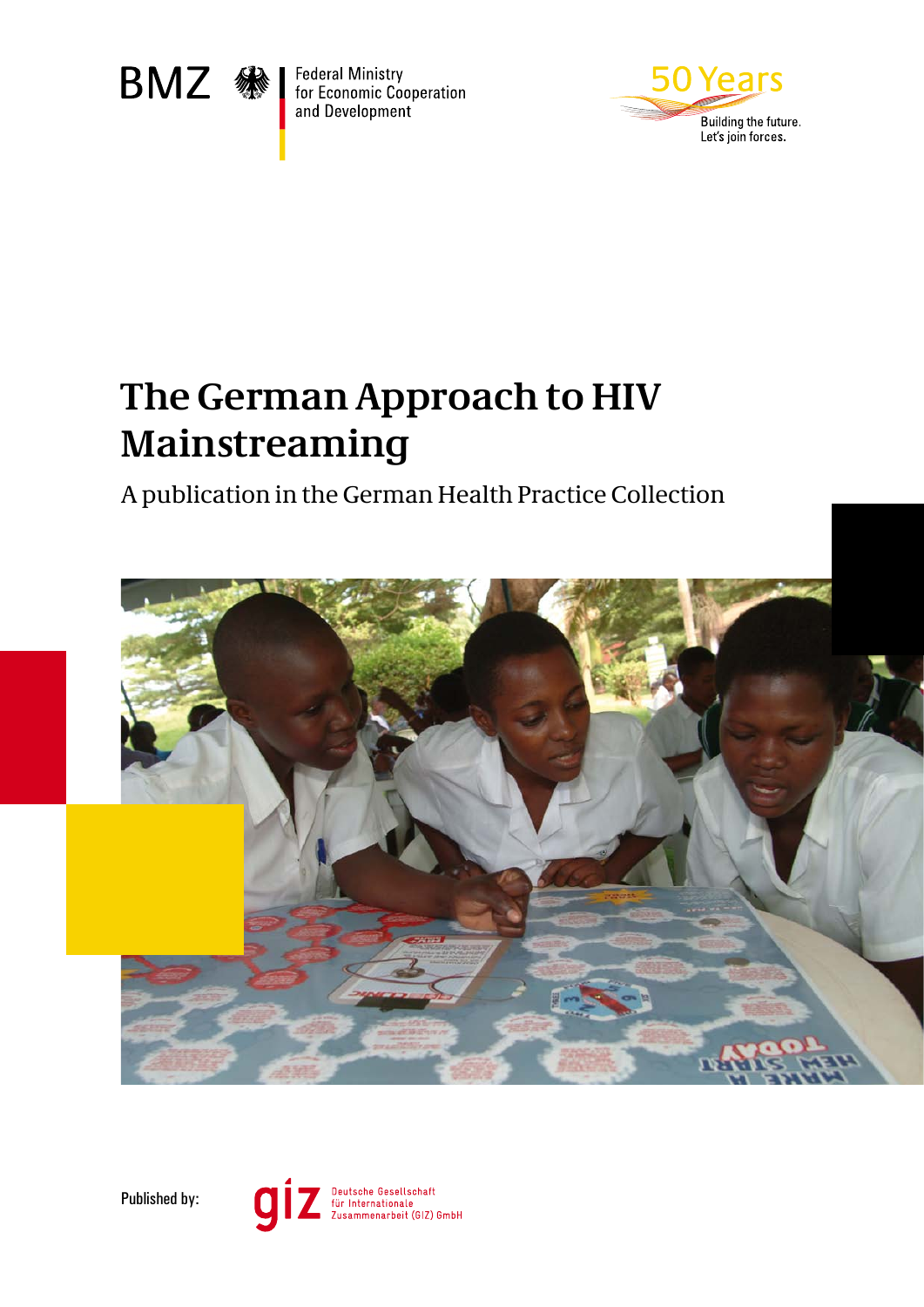BMZ Federal Ministry for Economic Cooperation and Development

50 Years
Building the future. Let's join forces.

# The German Approach to HIV Mainstreaming

## A publication in the German Health Practice Collection

Published by: giz Deutsche Gesellschaft für Internationale Zusammenarbeit (GIZ) GmbH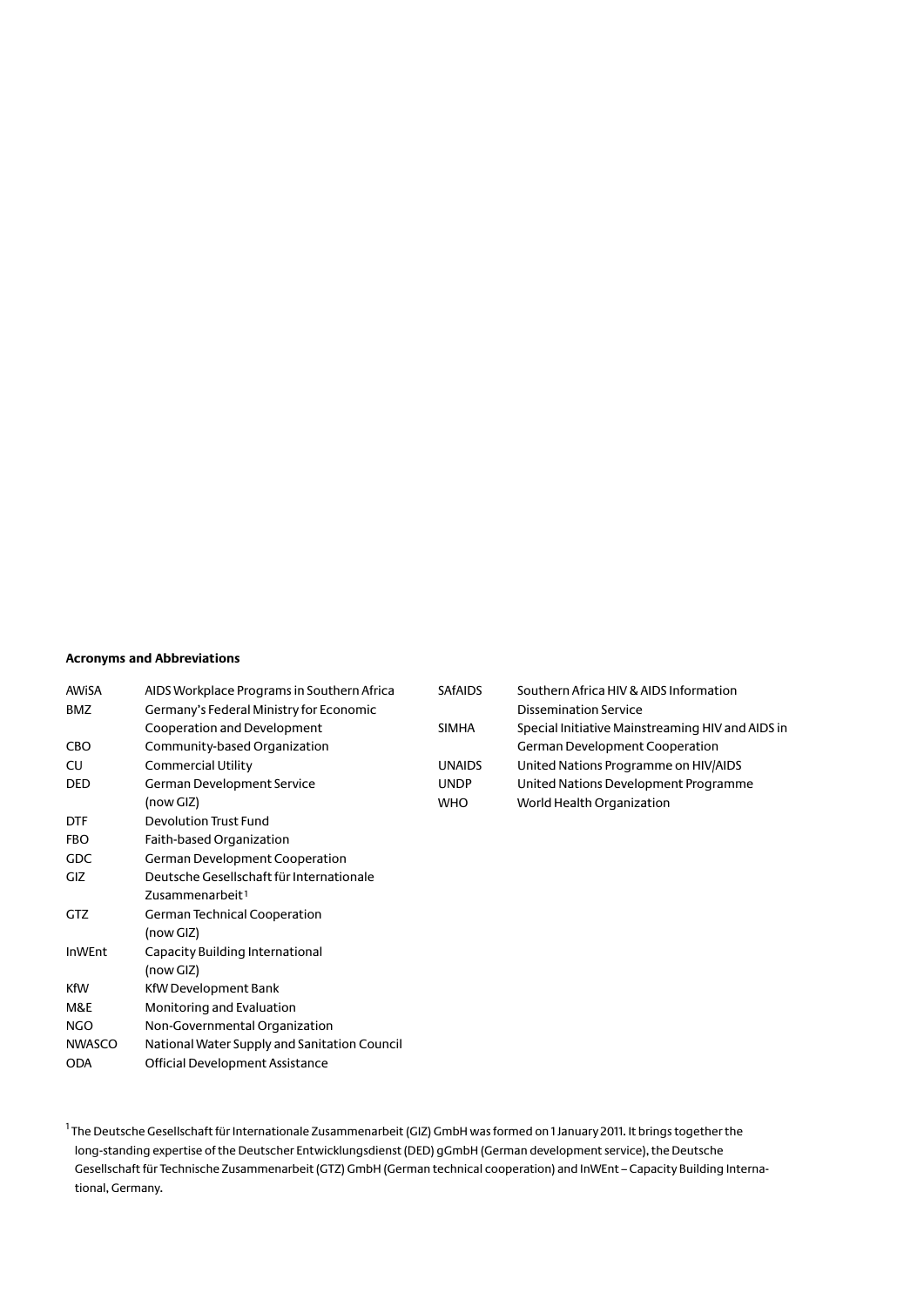**Acronyms and Abbreviations**

| | |
|---|---|
| AWiSA | AIDS Workplace Programs in Southern Africa |
| BMZ | Germany's Federal Ministry for Economic Cooperation and Development |
| CBO | Community-based Organization |
| CU | Commercial Utility |
| DED | German Development Service (now GIZ) |
| DTF | Devolution Trust Fund |
| FBO | Faith-based Organization |
| GDC | German Development Cooperation |
| GIZ | Deutsche Gesellschaft für Internationale Zusammenarbeit[1] |
| GTZ | German Technical Cooperation (now GIZ) |
| InWEnt | Capacity Building International (now GIZ) |
| KfW | KfW Development Bank |
| M&E | Monitoring and Evaluation |
| NGO | Non-Governmental Organization |
| NWASCO | National Water Supply and Sanitation Council |
| ODA | Official Development Assistance |
| SAfAIDS | Southern Africa HIV & AIDS Information Dissemination Service |
| SIMHA | Special Initiative Mainstreaming HIV and AIDS in German Development Cooperation |
| UNAIDS | United Nations Programme on HIV/AIDS |
| UNDP | United Nations Development Programme |
| WHO | World Health Organization |

[1] The Deutsche Gesellschaft für Internationale Zusammenarbeit (GIZ) GmbH was formed on 1 January 2011. It brings together the long-standing expertise of the Deutscher Entwicklungsdienst (DED) gGmbH (German development service), the Deutsche Gesellschaft für Technische Zusammenarbeit (GTZ) GmbH (German technical cooperation) and InWEnt – Capacity Building International, Germany.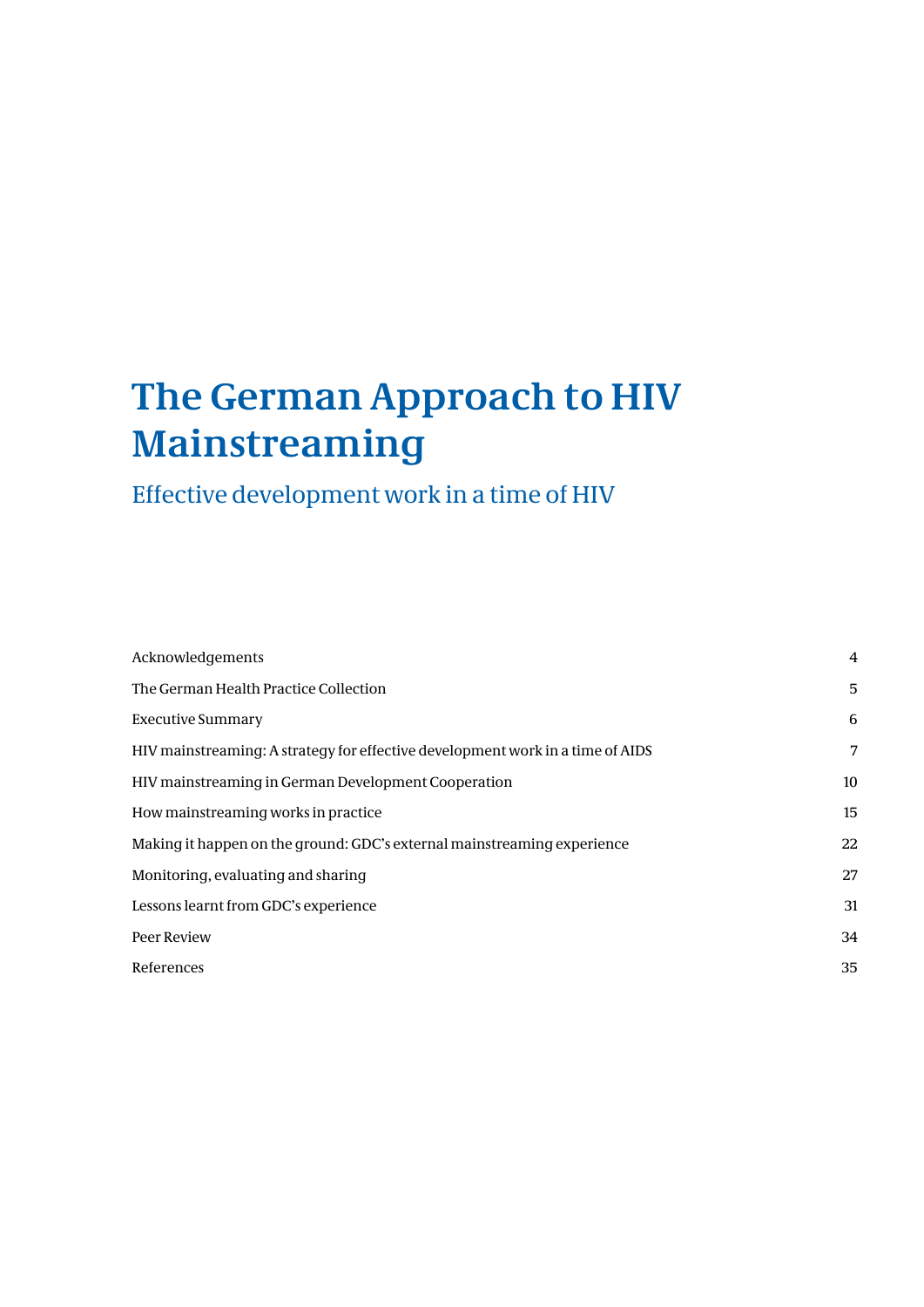# The German Approach to HIV Mainstreaming

## Effective development work in a time of HIV

| | |
|---|---|
| Acknowledgements | 4 |
| The German Health Practice Collection | 5 |
| Executive Summary | 6 |
| HIV mainstreaming: A strategy for effective development work in a time of AIDS | 7 |
| HIV mainstreaming in German Development Cooperation | 10 |
| How mainstreaming works in practice | 15 |
| Making it happen on the ground: GDC's external mainstreaming experience | 22 |
| Monitoring, evaluating and sharing | 27 |
| Lessons learnt from GDC's experience | 31 |
| Peer Review | 34 |
| References | 35 |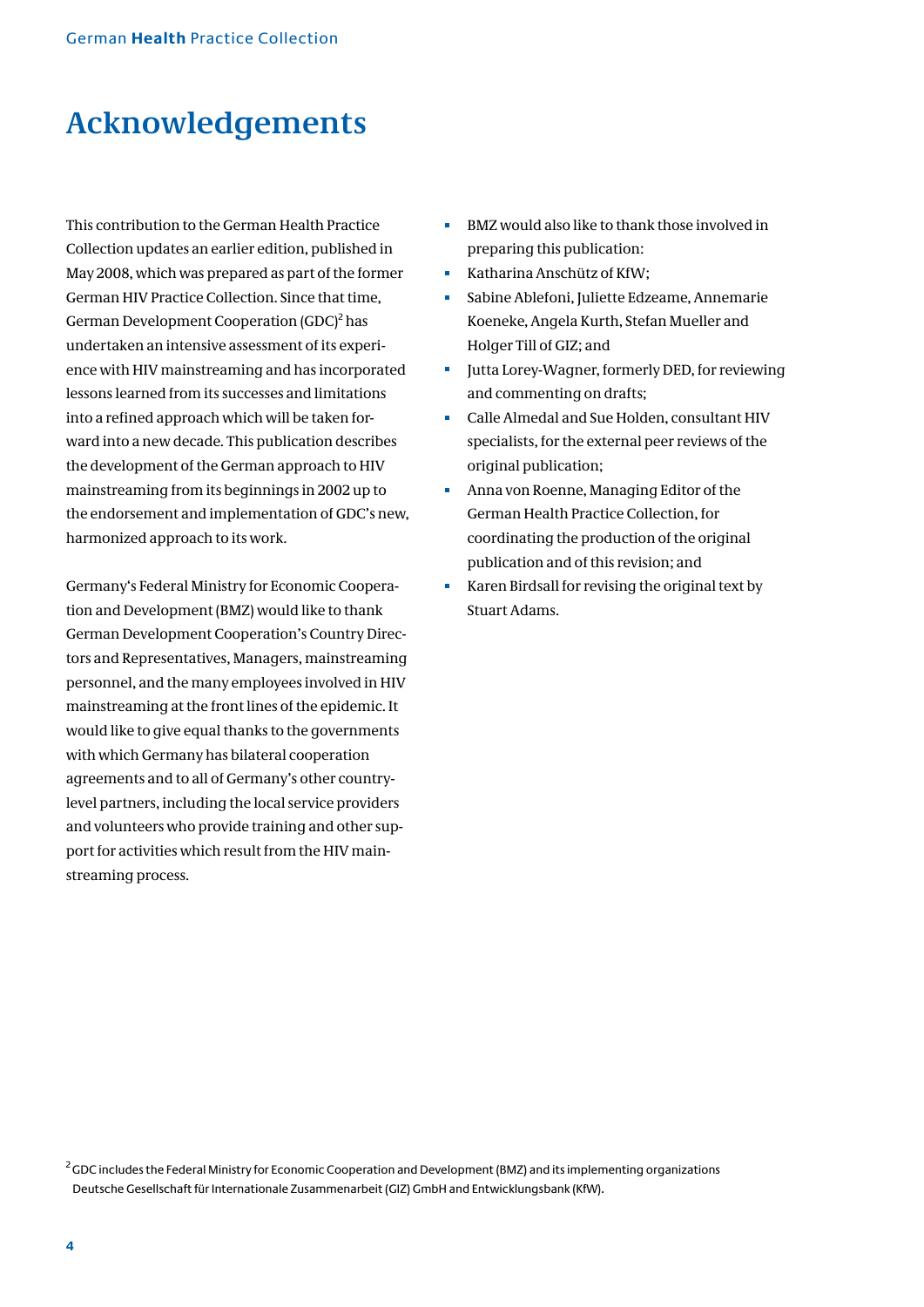# Acknowledgements

This contribution to the German Health Practice Collection updates an earlier edition, published in May 2008, which was prepared as part of the former German HIV Practice Collection. Since that time, German Development Cooperation (GDC)[2] has undertaken an intensive assessment of its experience with HIV mainstreaming and has incorporated lessons learned from its successes and limitations into a refined approach which will be taken forward into a new decade. This publication describes the development of the German approach to HIV mainstreaming from its beginnings in 2002 up to the endorsement and implementation of GDC's new, harmonized approach to its work.

Germany's Federal Ministry for Economic Cooperation and Development (BMZ) would like to thank German Development Cooperation's Country Directors and Representatives, Managers, mainstreaming personnel, and the many employees involved in HIV mainstreaming at the front lines of the epidemic. It would like to give equal thanks to the governments with which Germany has bilateral cooperation agreements and to all of Germany's other country-level partners, including the local service providers and volunteers who provide training and other support for activities which result from the HIV mainstreaming process.

- BMZ would also like to thank those involved in preparing this publication:
- Katharina Anschütz of KfW;
- Sabine Ablefoni, Juliette Edzeame, Annemarie Koeneke, Angela Kurth, Stefan Mueller and Holger Till of GIZ; and
- Jutta Lorey-Wagner, formerly DED, for reviewing and commenting on drafts;
- Calle Almedal and Sue Holden, consultant HIV specialists, for the external peer reviews of the original publication;
- Anna von Roenne, Managing Editor of the German Health Practice Collection, for coordinating the production of the original publication and of this revision; and
- Karen Birdsall for revising the original text by Stuart Adams.

[2] GDC includes the Federal Ministry for Economic Cooperation and Development (BMZ) and its implementing organizations Deutsche Gesellschaft für Internationale Zusammenarbeit (GIZ) GmbH and Entwicklungsbank (KfW).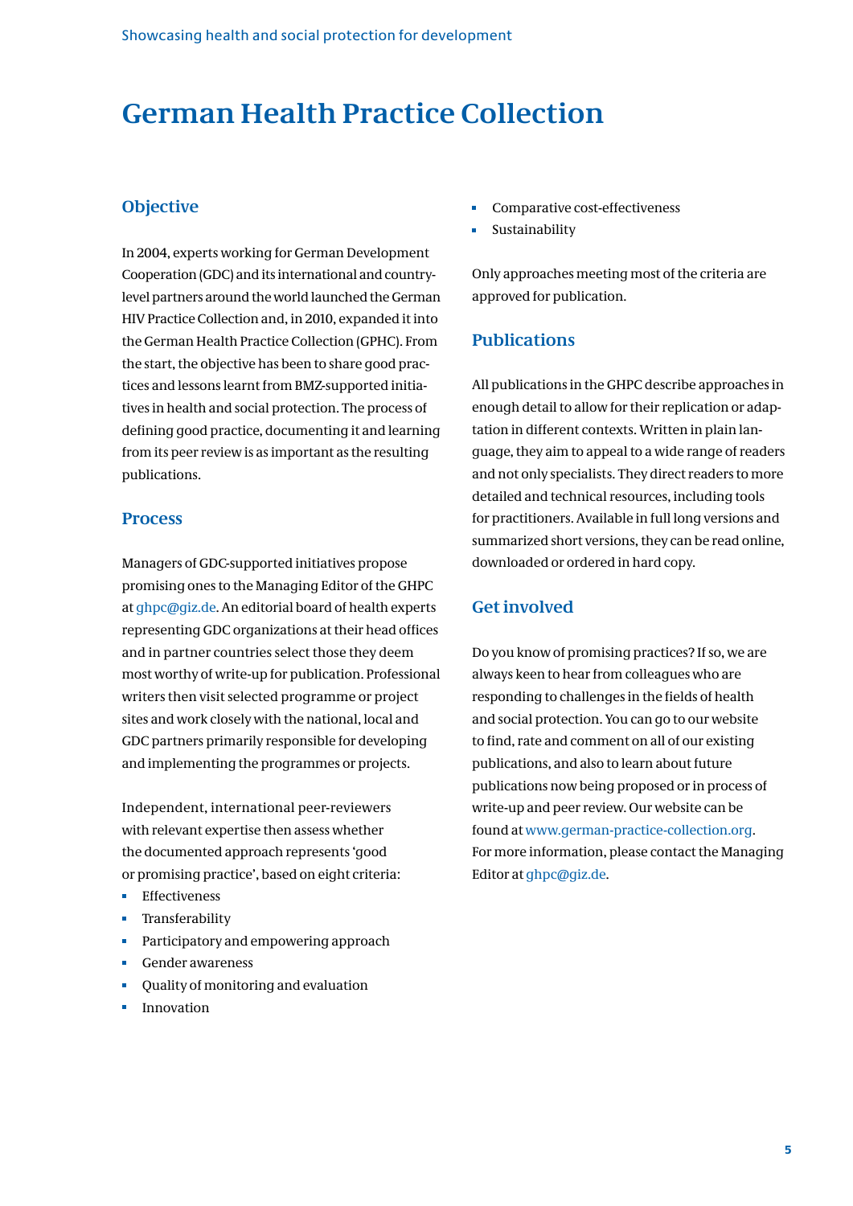# German Health Practice Collection

## Objective

In 2004, experts working for German Development Cooperation (GDC) and its international and country-level partners around the world launched the German HIV Practice Collection and, in 2010, expanded it into the German Health Practice Collection (GPHC). From the start, the objective has been to share good practices and lessons learnt from BMZ-supported initiatives in health and social protection. The process of defining good practice, documenting it and learning from its peer review is as important as the resulting publications.

## Process

Managers of GDC-supported initiatives propose promising ones to the Managing Editor of the GHPC at ghpc@giz.de. An editorial board of health experts representing GDC organizations at their head offices and in partner countries select those they deem most worthy of write-up for publication. Professional writers then visit selected programme or project sites and work closely with the national, local and GDC partners primarily responsible for developing and implementing the programmes or projects.

Independent, international peer-reviewers with relevant expertise then assess whether the documented approach represents 'good or promising practice', based on eight criteria:

- Effectiveness
- Transferability
- Participatory and empowering approach
- Gender awareness
- Quality of monitoring and evaluation
- Innovation
- Comparative cost-effectiveness
- Sustainability

Only approaches meeting most of the criteria are approved for publication.

## Publications

All publications in the GHPC describe approaches in enough detail to allow for their replication or adaptation in different contexts. Written in plain language, they aim to appeal to a wide range of readers and not only specialists. They direct readers to more detailed and technical resources, including tools for practitioners. Available in full long versions and summarized short versions, they can be read online, downloaded or ordered in hard copy.

## Get involved

Do you know of promising practices? If so, we are always keen to hear from colleagues who are responding to challenges in the fields of health and social protection. You can go to our website to find, rate and comment on all of our existing publications, and also to learn about future publications now being proposed or in process of write-up and peer review. Our website can be found at www.german-practice-collection.org. For more information, please contact the Managing Editor at ghpc@giz.de.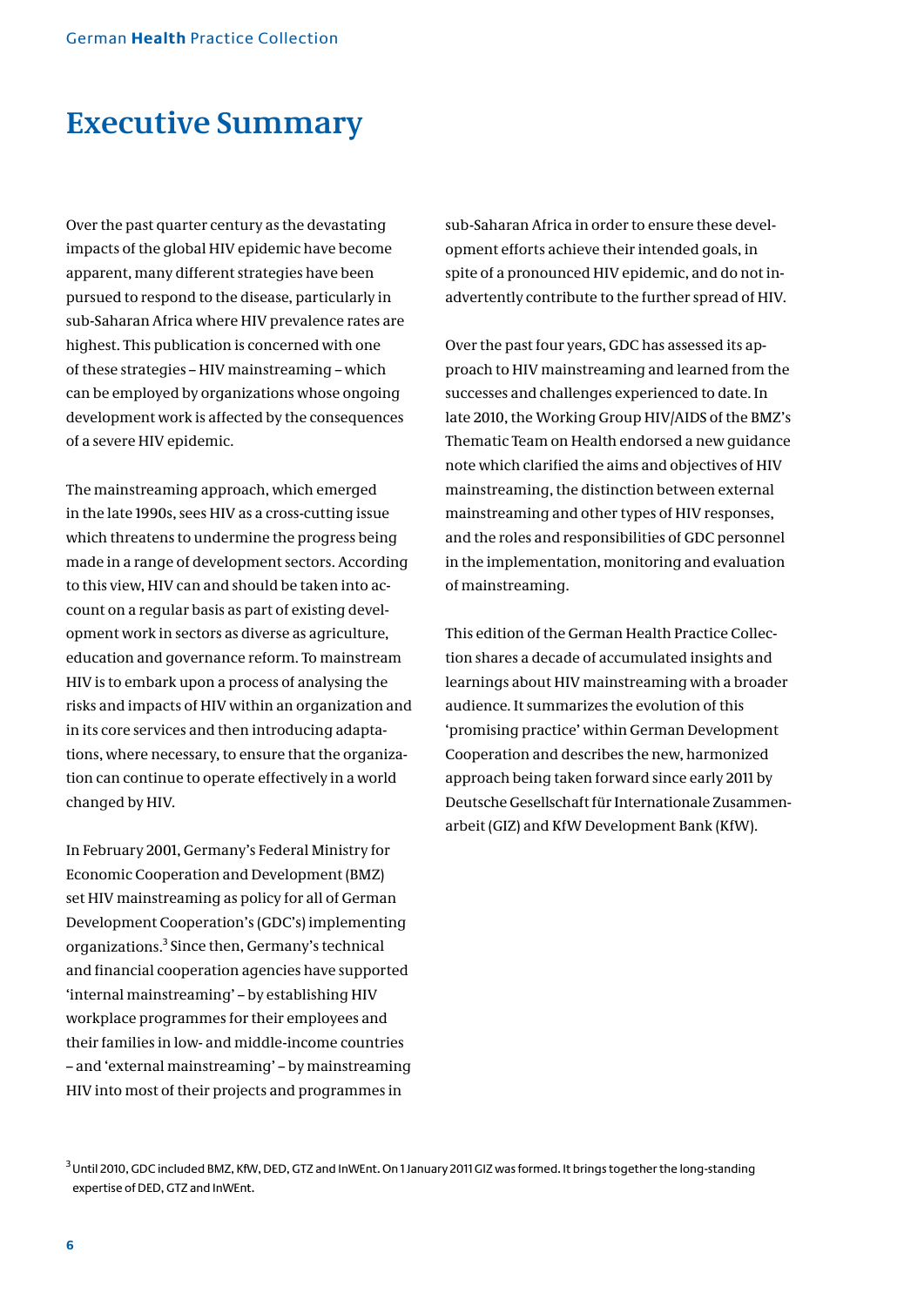# Executive Summary

Over the past quarter century as the devastating impacts of the global HIV epidemic have become apparent, many different strategies have been pursued to respond to the disease, particularly in sub-Saharan Africa where HIV prevalence rates are highest. This publication is concerned with one of these strategies – HIV mainstreaming – which can be employed by organizations whose ongoing development work is affected by the consequences of a severe HIV epidemic.

The mainstreaming approach, which emerged in the late 1990s, sees HIV as a cross-cutting issue which threatens to undermine the progress being made in a range of development sectors. According to this view, HIV can and should be taken into account on a regular basis as part of existing development work in sectors as diverse as agriculture, education and governance reform. To mainstream HIV is to embark upon a process of analysing the risks and impacts of HIV within an organization and in its core services and then introducing adaptations, where necessary, to ensure that the organization can continue to operate effectively in a world changed by HIV.

In February 2001, Germany's Federal Ministry for Economic Cooperation and Development (BMZ) set HIV mainstreaming as policy for all of German Development Cooperation's (GDC's) implementing organizations.[3] Since then, Germany's technical and financial cooperation agencies have supported 'internal mainstreaming' – by establishing HIV workplace programmes for their employees and their families in low- and middle-income countries – and 'external mainstreaming' – by mainstreaming HIV into most of their projects and programmes in sub-Saharan Africa in order to ensure these development efforts achieve their intended goals, in spite of a pronounced HIV epidemic, and do not inadvertently contribute to the further spread of HIV.

Over the past four years, GDC has assessed its approach to HIV mainstreaming and learned from the successes and challenges experienced to date. In late 2010, the Working Group HIV/AIDS of the BMZ's Thematic Team on Health endorsed a new guidance note which clarified the aims and objectives of HIV mainstreaming, the distinction between external mainstreaming and other types of HIV responses, and the roles and responsibilities of GDC personnel in the implementation, monitoring and evaluation of mainstreaming.

This edition of the German Health Practice Collection shares a decade of accumulated insights and learnings about HIV mainstreaming with a broader audience. It summarizes the evolution of this 'promising practice' within German Development Cooperation and describes the new, harmonized approach being taken forward since early 2011 by Deutsche Gesellschaft für Internationale Zusammenarbeit (GIZ) and KfW Development Bank (KfW).

[3] Until 2010, GDC included BMZ, KfW, DED, GTZ and InWEnt. On 1 January 2011 GIZ was formed. It brings together the long-standing expertise of DED, GTZ and InWEnt.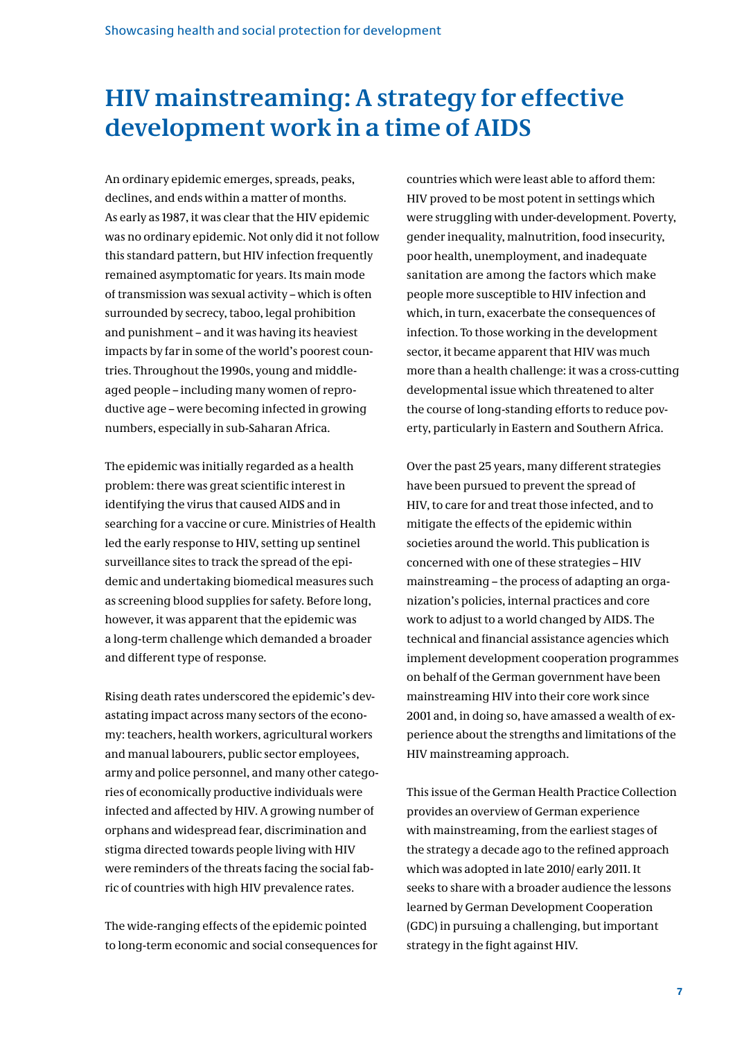# HIV mainstreaming: A strategy for effective development work in a time of AIDS

An ordinary epidemic emerges, spreads, peaks, declines, and ends within a matter of months. As early as 1987, it was clear that the HIV epidemic was no ordinary epidemic. Not only did it not follow this standard pattern, but HIV infection frequently remained asymptomatic for years. Its main mode of transmission was sexual activity – which is often surrounded by secrecy, taboo, legal prohibition and punishment – and it was having its heaviest impacts by far in some of the world's poorest countries. Throughout the 1990s, young and middle-aged people – including many women of reproductive age – were becoming infected in growing numbers, especially in sub-Saharan Africa.

The epidemic was initially regarded as a health problem: there was great scientific interest in identifying the virus that caused AIDS and in searching for a vaccine or cure. Ministries of Health led the early response to HIV, setting up sentinel surveillance sites to track the spread of the epidemic and undertaking biomedical measures such as screening blood supplies for safety. Before long, however, it was apparent that the epidemic was a long-term challenge which demanded a broader and different type of response.

Rising death rates underscored the epidemic's devastating impact across many sectors of the economy: teachers, health workers, agricultural workers and manual labourers, public sector employees, army and police personnel, and many other categories of economically productive individuals were infected and affected by HIV. A growing number of orphans and widespread fear, discrimination and stigma directed towards people living with HIV were reminders of the threats facing the social fabric of countries with high HIV prevalence rates.

The wide-ranging effects of the epidemic pointed to long-term economic and social consequences for countries which were least able to afford them: HIV proved to be most potent in settings which were struggling with under-development. Poverty, gender inequality, malnutrition, food insecurity, poor health, unemployment, and inadequate sanitation are among the factors which make people more susceptible to HIV infection and which, in turn, exacerbate the consequences of infection. To those working in the development sector, it became apparent that HIV was much more than a health challenge: it was a cross-cutting developmental issue which threatened to alter the course of long-standing efforts to reduce poverty, particularly in Eastern and Southern Africa.

Over the past 25 years, many different strategies have been pursued to prevent the spread of HIV, to care for and treat those infected, and to mitigate the effects of the epidemic within societies around the world. This publication is concerned with one of these strategies – HIV mainstreaming – the process of adapting an organization's policies, internal practices and core work to adjust to a world changed by AIDS. The technical and financial assistance agencies which implement development cooperation programmes on behalf of the German government have been mainstreaming HIV into their core work since 2001 and, in doing so, have amassed a wealth of experience about the strengths and limitations of the HIV mainstreaming approach.

This issue of the German Health Practice Collection provides an overview of German experience with mainstreaming, from the earliest stages of the strategy a decade ago to the refined approach which was adopted in late 2010/ early 2011. It seeks to share with a broader audience the lessons learned by German Development Cooperation (GDC) in pursuing a challenging, but important strategy in the fight against HIV.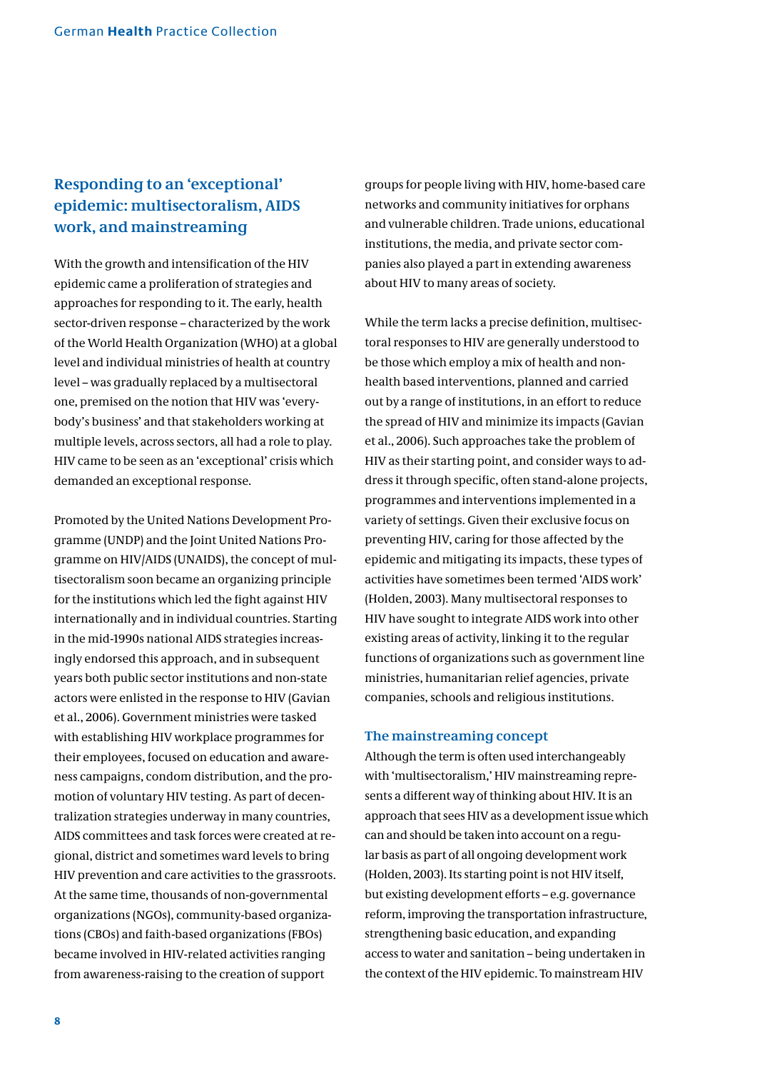## Responding to an 'exceptional' epidemic: multisectoralism, AIDS work, and mainstreaming

With the growth and intensification of the HIV epidemic came a proliferation of strategies and approaches for responding to it. The early, health sector-driven response – characterized by the work of the World Health Organization (WHO) at a global level and individual ministries of health at country level – was gradually replaced by a multisectoral one, premised on the notion that HIV was 'everybody's business' and that stakeholders working at multiple levels, across sectors, all had a role to play. HIV came to be seen as an 'exceptional' crisis which demanded an exceptional response.

Promoted by the United Nations Development Programme (UNDP) and the Joint United Nations Programme on HIV/AIDS (UNAIDS), the concept of multisectoralism soon became an organizing principle for the institutions which led the fight against HIV internationally and in individual countries. Starting in the mid-1990s national AIDS strategies increasingly endorsed this approach, and in subsequent years both public sector institutions and non-state actors were enlisted in the response to HIV (Gavian et al., 2006). Government ministries were tasked with establishing HIV workplace programmes for their employees, focused on education and awareness campaigns, condom distribution, and the promotion of voluntary HIV testing. As part of decentralization strategies underway in many countries, AIDS committees and task forces were created at regional, district and sometimes ward levels to bring HIV prevention and care activities to the grassroots. At the same time, thousands of non-governmental organizations (NGOs), community-based organizations (CBOs) and faith-based organizations (FBOs) became involved in HIV-related activities ranging from awareness-raising to the creation of support groups for people living with HIV, home-based care networks and community initiatives for orphans and vulnerable children. Trade unions, educational institutions, the media, and private sector companies also played a part in extending awareness about HIV to many areas of society.

While the term lacks a precise definition, multisectoral responses to HIV are generally understood to be those which employ a mix of health and non-health based interventions, planned and carried out by a range of institutions, in an effort to reduce the spread of HIV and minimize its impacts (Gavian et al., 2006). Such approaches take the problem of HIV as their starting point, and consider ways to address it through specific, often stand-alone projects, programmes and interventions implemented in a variety of settings. Given their exclusive focus on preventing HIV, caring for those affected by the epidemic and mitigating its impacts, these types of activities have sometimes been termed 'AIDS work' (Holden, 2003). Many multisectoral responses to HIV have sought to integrate AIDS work into other existing areas of activity, linking it to the regular functions of organizations such as government line ministries, humanitarian relief agencies, private companies, schools and religious institutions.

### The mainstreaming concept

Although the term is often used interchangeably with 'multisectoralism,' HIV mainstreaming represents a different way of thinking about HIV. It is an approach that sees HIV as a development issue which can and should be taken into account on a regular basis as part of all ongoing development work (Holden, 2003). Its starting point is not HIV itself, but existing development efforts – e.g. governance reform, improving the transportation infrastructure, strengthening basic education, and expanding access to water and sanitation – being undertaken in the context of the HIV epidemic. To mainstream HIV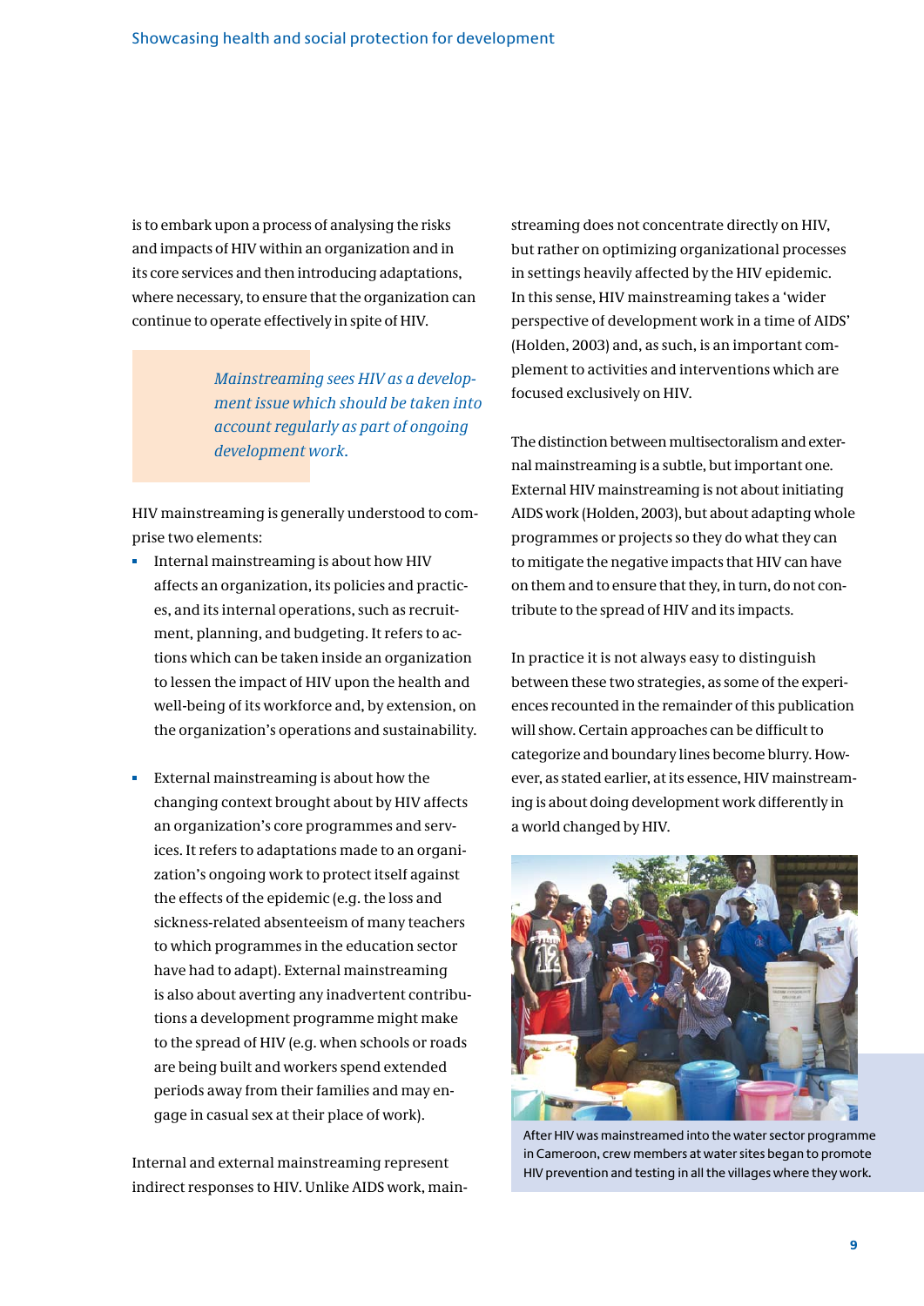is to embark upon a process of analysing the risks and impacts of HIV within an organization and in its core services and then introducing adaptations, where necessary, to ensure that the organization can continue to operate effectively in spite of HIV.

*Mainstreaming sees HIV as a development issue which should be taken into account regularly as part of ongoing development work.*

HIV mainstreaming is generally understood to comprise two elements:

- Internal mainstreaming is about how HIV affects an organization, its policies and practices, and its internal operations, such as recruitment, planning, and budgeting. It refers to actions which can be taken inside an organization to lessen the impact of HIV upon the health and well-being of its workforce and, by extension, on the organization's operations and sustainability.

- External mainstreaming is about how the changing context brought about by HIV affects an organization's core programmes and services. It refers to adaptations made to an organization's ongoing work to protect itself against the effects of the epidemic (e.g. the loss and sickness-related absenteeism of many teachers to which programmes in the education sector have had to adapt). External mainstreaming is also about averting any inadvertent contributions a development programme might make to the spread of HIV (e.g. when schools or roads are being built and workers spend extended periods away from their families and may engage in casual sex at their place of work).

Internal and external mainstreaming represent indirect responses to HIV. Unlike AIDS work, mainstreaming does not concentrate directly on HIV, but rather on optimizing organizational processes in settings heavily affected by the HIV epidemic. In this sense, HIV mainstreaming takes a 'wider perspective of development work in a time of AIDS' (Holden, 2003) and, as such, is an important complement to activities and interventions which are focused exclusively on HIV.

The distinction between multisectoralism and external mainstreaming is a subtle, but important one. External HIV mainstreaming is not about initiating AIDS work (Holden, 2003), but about adapting whole programmes or projects so they do what they can to mitigate the negative impacts that HIV can have on them and to ensure that they, in turn, do not contribute to the spread of HIV and its impacts.

In practice it is not always easy to distinguish between these two strategies, as some of the experiences recounted in the remainder of this publication will show. Certain approaches can be difficult to categorize and boundary lines become blurry. However, as stated earlier, at its essence, HIV mainstreaming is about doing development work differently in a world changed by HIV.

After HIV was mainstreamed into the water sector programme in Cameroon, crew members at water sites began to promote HIV prevention and testing in all the villages where they work.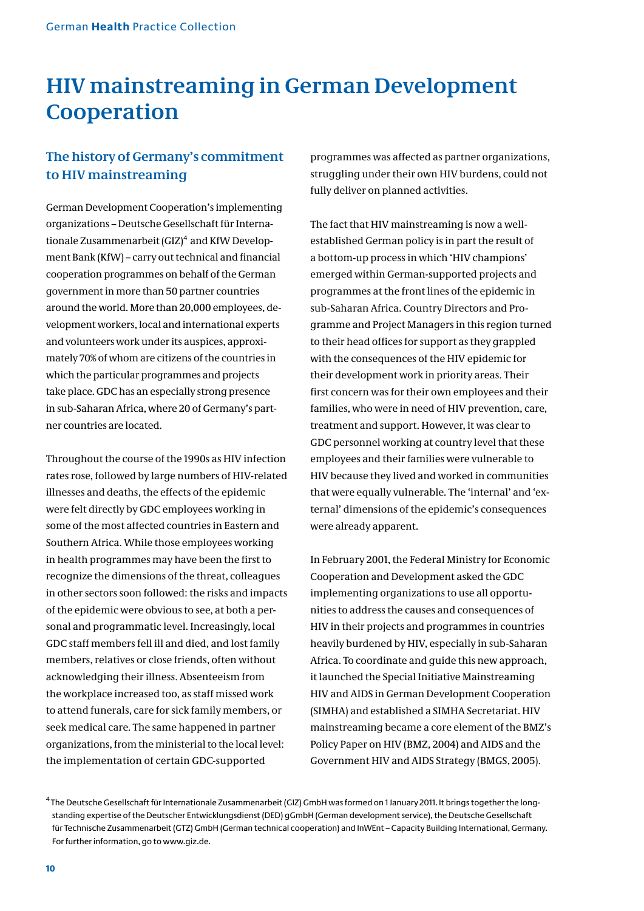# HIV mainstreaming in German Development Cooperation

## The history of Germany's commitment to HIV mainstreaming

German Development Cooperation's implementing organizations – Deutsche Gesellschaft für Internationale Zusammenarbeit (GIZ)[4] and KfW Development Bank (KfW) – carry out technical and financial cooperation programmes on behalf of the German government in more than 50 partner countries around the world. More than 20,000 employees, development workers, local and international experts and volunteers work under its auspices, approximately 70% of whom are citizens of the countries in which the particular programmes and projects take place. GDC has an especially strong presence in sub-Saharan Africa, where 20 of Germany's partner countries are located.

Throughout the course of the 1990s as HIV infection rates rose, followed by large numbers of HIV-related illnesses and deaths, the effects of the epidemic were felt directly by GDC employees working in some of the most affected countries in Eastern and Southern Africa. While those employees working in health programmes may have been the first to recognize the dimensions of the threat, colleagues in other sectors soon followed: the risks and impacts of the epidemic were obvious to see, at both a personal and programmatic level. Increasingly, local GDC staff members fell ill and died, and lost family members, relatives or close friends, often without acknowledging their illness. Absenteeism from the workplace increased too, as staff missed work to attend funerals, care for sick family members, or seek medical care. The same happened in partner organizations, from the ministerial to the local level: the implementation of certain GDC-supported programmes was affected as partner organizations, struggling under their own HIV burdens, could not fully deliver on planned activities.

The fact that HIV mainstreaming is now a well-established German policy is in part the result of a bottom-up process in which 'HIV champions' emerged within German-supported projects and programmes at the front lines of the epidemic in sub-Saharan Africa. Country Directors and Programme and Project Managers in this region turned to their head offices for support as they grappled with the consequences of the HIV epidemic for their development work in priority areas. Their first concern was for their own employees and their families, who were in need of HIV prevention, care, treatment and support. However, it was clear to GDC personnel working at country level that these employees and their families were vulnerable to HIV because they lived and worked in communities that were equally vulnerable. The 'internal' and 'external' dimensions of the epidemic's consequences were already apparent.

In February 2001, the Federal Ministry for Economic Cooperation and Development asked the GDC implementing organizations to use all opportunities to address the causes and consequences of HIV in their projects and programmes in countries heavily burdened by HIV, especially in sub-Saharan Africa. To coordinate and guide this new approach, it launched the Special Initiative Mainstreaming HIV and AIDS in German Development Cooperation (SIMHA) and established a SIMHA Secretariat. HIV mainstreaming became a core element of the BMZ's Policy Paper on HIV (BMZ, 2004) and AIDS and the Government HIV and AIDS Strategy (BMGS, 2005).

[4] The Deutsche Gesellschaft für Internationale Zusammenarbeit (GIZ) GmbH was formed on 1 January 2011. It brings together the long-standing expertise of the Deutscher Entwicklungsdienst (DED) gGmbH (German development service), the Deutsche Gesellschaft für Technische Zusammenarbeit (GTZ) GmbH (German technical cooperation) and InWEnt – Capacity Building International, Germany. For further information, go to www.giz.de.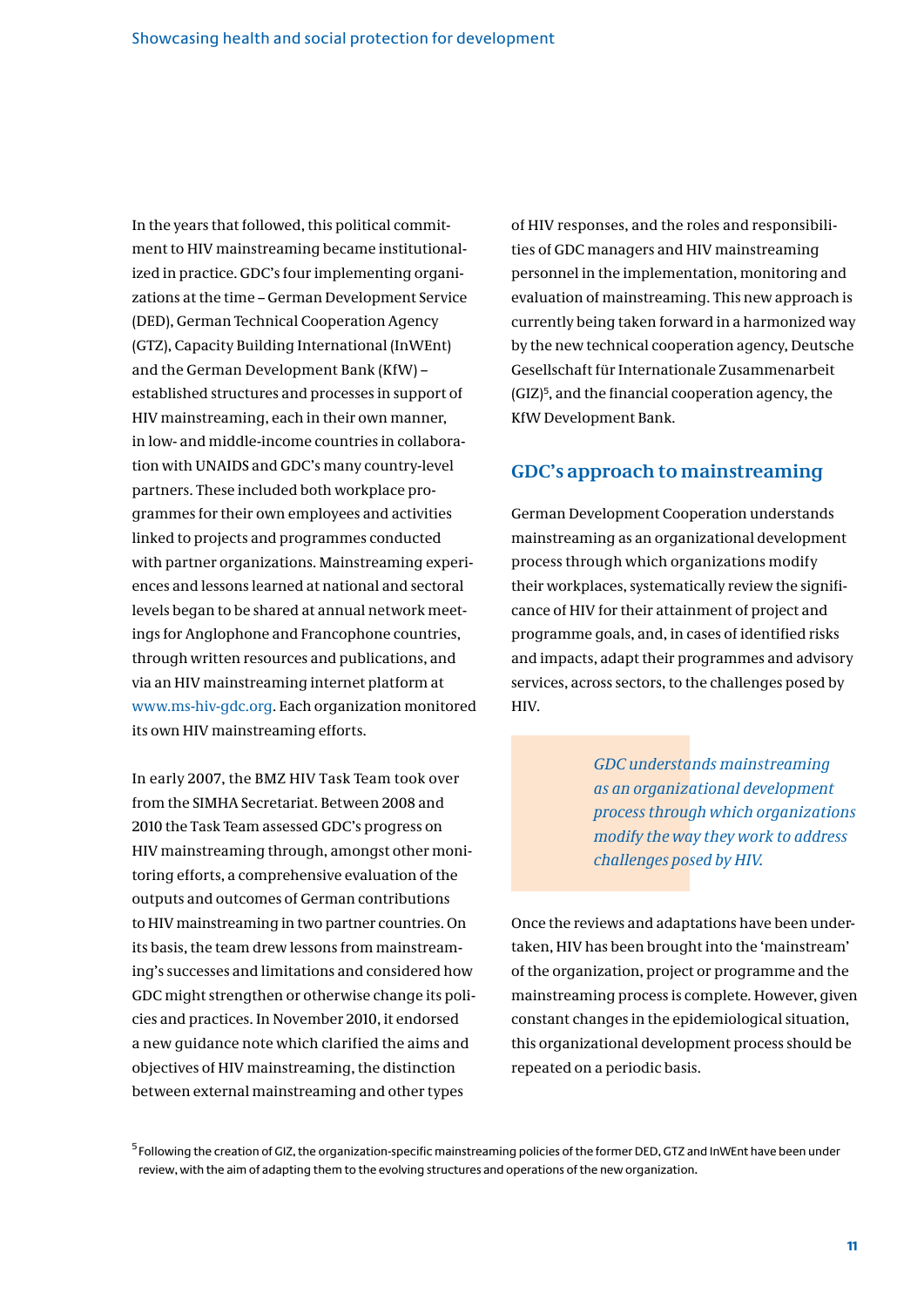In the years that followed, this political commitment to HIV mainstreaming became institutionalized in practice. GDC's four implementing organizations at the time – German Development Service (DED), German Technical Cooperation Agency (GTZ), Capacity Building International (InWEnt) and the German Development Bank (KfW) – established structures and processes in support of HIV mainstreaming, each in their own manner, in low- and middle-income countries in collaboration with UNAIDS and GDC's many country-level partners. These included both workplace programmes for their own employees and activities linked to projects and programmes conducted with partner organizations. Mainstreaming experiences and lessons learned at national and sectoral levels began to be shared at annual network meetings for Anglophone and Francophone countries, through written resources and publications, and via an HIV mainstreaming internet platform at www.ms-hiv-gdc.org. Each organization monitored its own HIV mainstreaming efforts.

In early 2007, the BMZ HIV Task Team took over from the SIMHA Secretariat. Between 2008 and 2010 the Task Team assessed GDC's progress on HIV mainstreaming through, amongst other monitoring efforts, a comprehensive evaluation of the outputs and outcomes of German contributions to HIV mainstreaming in two partner countries. On its basis, the team drew lessons from mainstreaming's successes and limitations and considered how GDC might strengthen or otherwise change its policies and practices. In November 2010, it endorsed a new guidance note which clarified the aims and objectives of HIV mainstreaming, the distinction between external mainstreaming and other types of HIV responses, and the roles and responsibilities of GDC managers and HIV mainstreaming personnel in the implementation, monitoring and evaluation of mainstreaming. This new approach is currently being taken forward in a harmonized way by the new technical cooperation agency, Deutsche Gesellschaft für Internationale Zusammenarbeit (GIZ)[5], and the financial cooperation agency, the KfW Development Bank.

## GDC's approach to mainstreaming

German Development Cooperation understands mainstreaming as an organizational development process through which organizations modify their workplaces, systematically review the significance of HIV for their attainment of project and programme goals, and, in cases of identified risks and impacts, adapt their programmes and advisory services, across sectors, to the challenges posed by HIV.

> *GDC understands mainstreaming as an organizational development process through which organizations modify the way they work to address challenges posed by HIV.*

Once the reviews and adaptations have been undertaken, HIV has been brought into the 'mainstream' of the organization, project or programme and the mainstreaming process is complete. However, given constant changes in the epidemiological situation, this organizational development process should be repeated on a periodic basis.

[5] Following the creation of GIZ, the organization-specific mainstreaming policies of the former DED, GTZ and InWEnt have been under review, with the aim of adapting them to the evolving structures and operations of the new organization.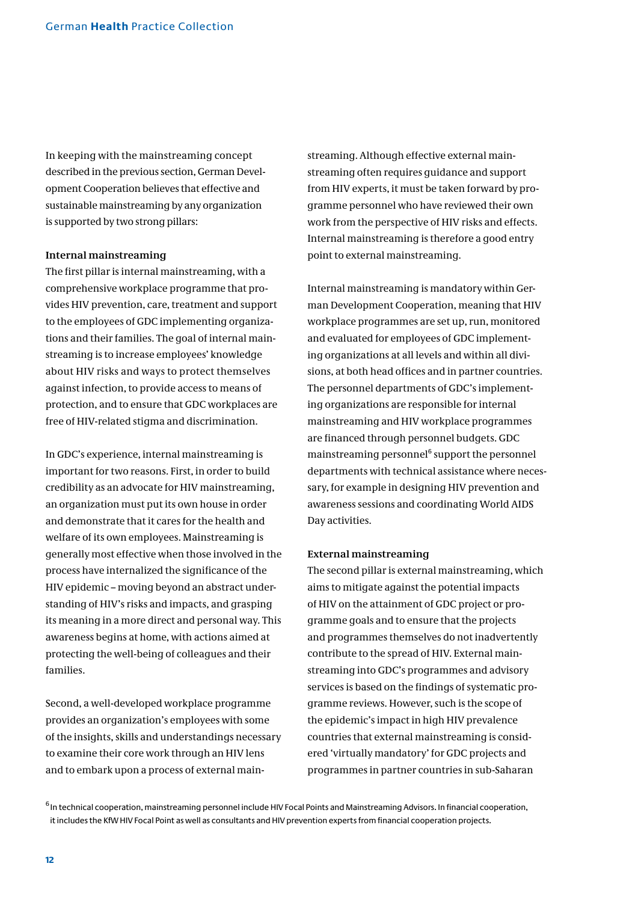In keeping with the mainstreaming concept described in the previous section, German Development Cooperation believes that effective and sustainable mainstreaming by any organization is supported by two strong pillars:

**Internal mainstreaming**

The first pillar is internal mainstreaming, with a comprehensive workplace programme that provides HIV prevention, care, treatment and support to the employees of GDC implementing organizations and their families. The goal of internal mainstreaming is to increase employees' knowledge about HIV risks and ways to protect themselves against infection, to provide access to means of protection, and to ensure that GDC workplaces are free of HIV-related stigma and discrimination.

In GDC's experience, internal mainstreaming is important for two reasons. First, in order to build credibility as an advocate for HIV mainstreaming, an organization must put its own house in order and demonstrate that it cares for the health and welfare of its own employees. Mainstreaming is generally most effective when those involved in the process have internalized the significance of the HIV epidemic – moving beyond an abstract understanding of HIV's risks and impacts, and grasping its meaning in a more direct and personal way. This awareness begins at home, with actions aimed at protecting the well-being of colleagues and their families.

Second, a well-developed workplace programme provides an organization's employees with some of the insights, skills and understandings necessary to examine their core work through an HIV lens and to embark upon a process of external mainstreaming. Although effective external mainstreaming often requires guidance and support from HIV experts, it must be taken forward by programme personnel who have reviewed their own work from the perspective of HIV risks and effects. Internal mainstreaming is therefore a good entry point to external mainstreaming.

Internal mainstreaming is mandatory within German Development Cooperation, meaning that HIV workplace programmes are set up, run, monitored and evaluated for employees of GDC implementing organizations at all levels and within all divisions, at both head offices and in partner countries. The personnel departments of GDC's implementing organizations are responsible for internal mainstreaming and HIV workplace programmes are financed through personnel budgets. GDC mainstreaming personnel[6] support the personnel departments with technical assistance where necessary, for example in designing HIV prevention and awareness sessions and coordinating World AIDS Day activities.

**External mainstreaming**

The second pillar is external mainstreaming, which aims to mitigate against the potential impacts of HIV on the attainment of GDC project or programme goals and to ensure that the projects and programmes themselves do not inadvertently contribute to the spread of HIV. External mainstreaming into GDC's programmes and advisory services is based on the findings of systematic programme reviews. However, such is the scope of the epidemic's impact in high HIV prevalence countries that external mainstreaming is considered 'virtually mandatory' for GDC projects and programmes in partner countries in sub-Saharan

[6] In technical cooperation, mainstreaming personnel include HIV Focal Points and Mainstreaming Advisors. In financial cooperation, it includes the KfW HIV Focal Point as well as consultants and HIV prevention experts from financial cooperation projects.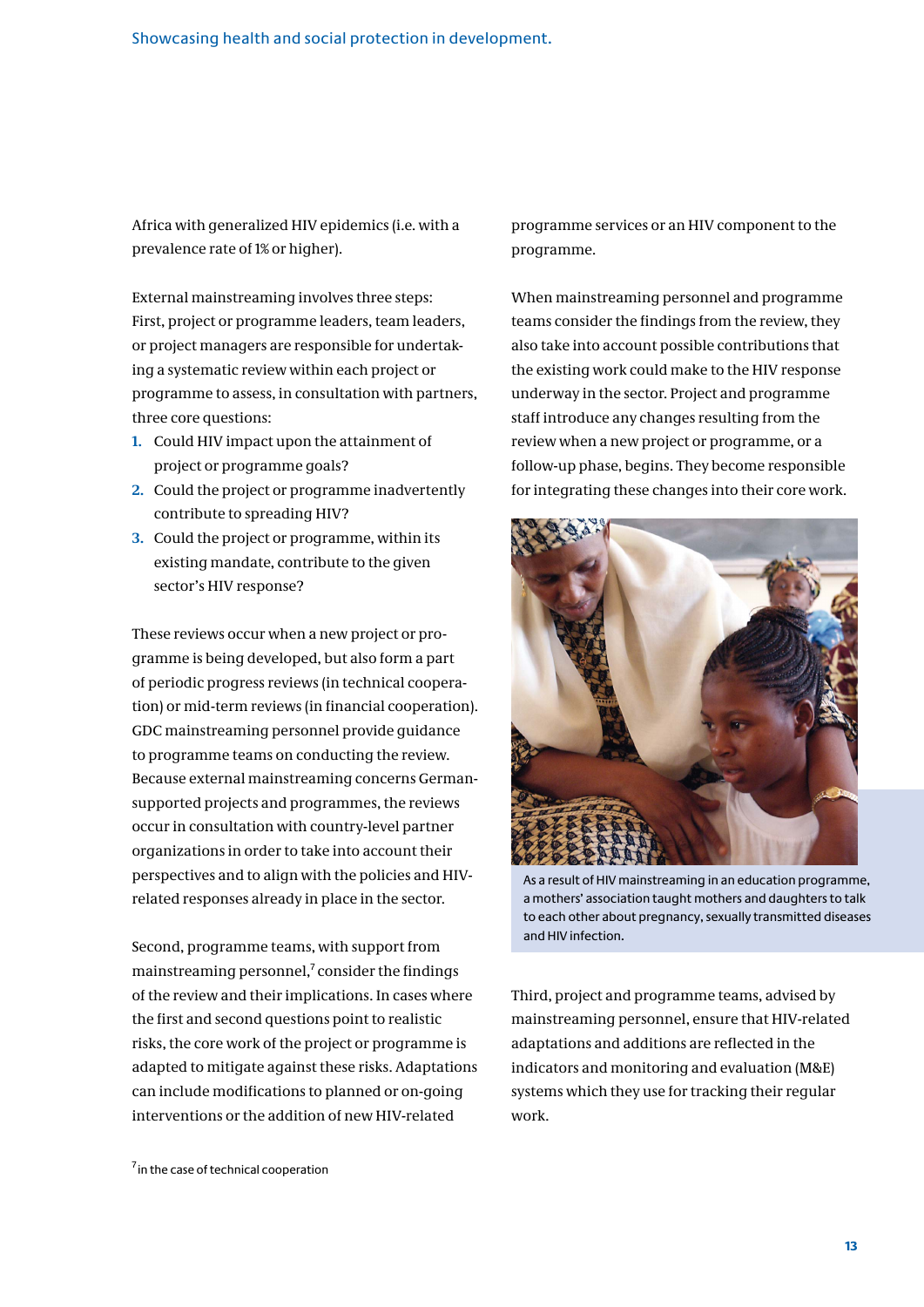Africa with generalized HIV epidemics (i.e. with a prevalence rate of 1% or higher).

External mainstreaming involves three steps: First, project or programme leaders, team leaders, or project managers are responsible for undertaking a systematic review within each project or programme to assess, in consultation with partners, three core questions:

1. Could HIV impact upon the attainment of project or programme goals?
2. Could the project or programme inadvertently contribute to spreading HIV?
3. Could the project or programme, within its existing mandate, contribute to the given sector's HIV response?

These reviews occur when a new project or programme is being developed, but also form a part of periodic progress reviews (in technical cooperation) or mid-term reviews (in financial cooperation). GDC mainstreaming personnel provide guidance to programme teams on conducting the review. Because external mainstreaming concerns German-supported projects and programmes, the reviews occur in consultation with country-level partner organizations in order to take into account their perspectives and to align with the policies and HIV-related responses already in place in the sector.

Second, programme teams, with support from mainstreaming personnel,[7] consider the findings of the review and their implications. In cases where the first and second questions point to realistic risks, the core work of the project or programme is adapted to mitigate against these risks. Adaptations can include modifications to planned or on-going interventions or the addition of new HIV-related programme services or an HIV component to the programme.

When mainstreaming personnel and programme teams consider the findings from the review, they also take into account possible contributions that the existing work could make to the HIV response underway in the sector. Project and programme staff introduce any changes resulting from the review when a new project or programme, or a follow-up phase, begins. They become responsible for integrating these changes into their core work.

As a result of HIV mainstreaming in an education programme, a mothers' association taught mothers and daughters to talk to each other about pregnancy, sexually transmitted diseases and HIV infection.

Third, project and programme teams, advised by mainstreaming personnel, ensure that HIV-related adaptations and additions are reflected in the indicators and monitoring and evaluation (M&E) systems which they use for tracking their regular work.

[7] in the case of technical cooperation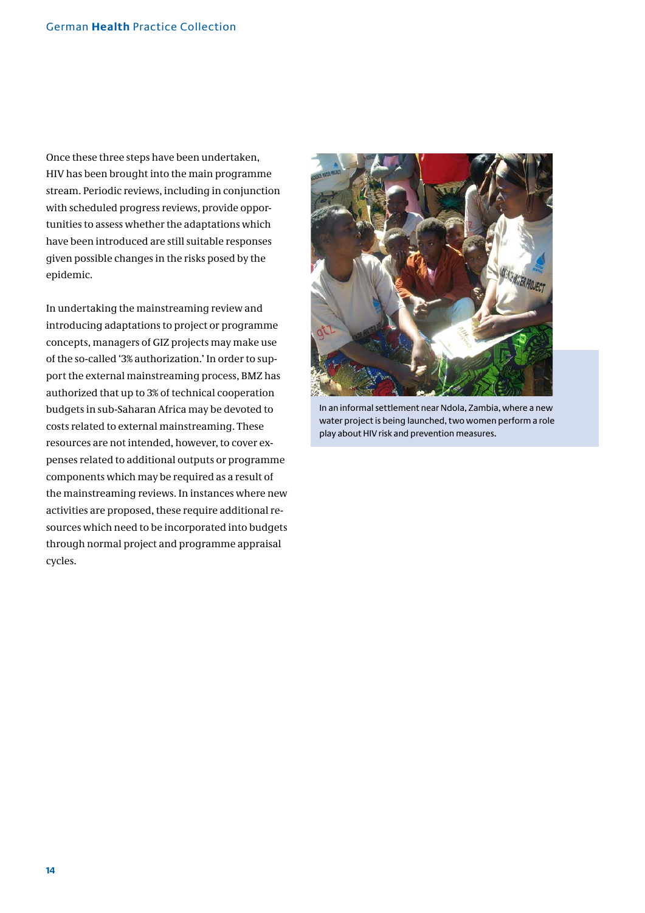Once these three steps have been undertaken, HIV has been brought into the main programme stream. Periodic reviews, including in conjunction with scheduled progress reviews, provide opportunities to assess whether the adaptations which have been introduced are still suitable responses given possible changes in the risks posed by the epidemic.

In undertaking the mainstreaming review and introducing adaptations to project or programme concepts, managers of GIZ projects may make use of the so-called '3% authorization.' In order to support the external mainstreaming process, BMZ has authorized that up to 3% of technical cooperation budgets in sub-Saharan Africa may be devoted to costs related to external mainstreaming. These resources are not intended, however, to cover expenses related to additional outputs or programme components which may be required as a result of the mainstreaming reviews. In instances where new activities are proposed, these require additional resources which need to be incorporated into budgets through normal project and programme appraisal cycles.

In an informal settlement near Ndola, Zambia, where a new water project is being launched, two women perform a role play about HIV risk and prevention measures.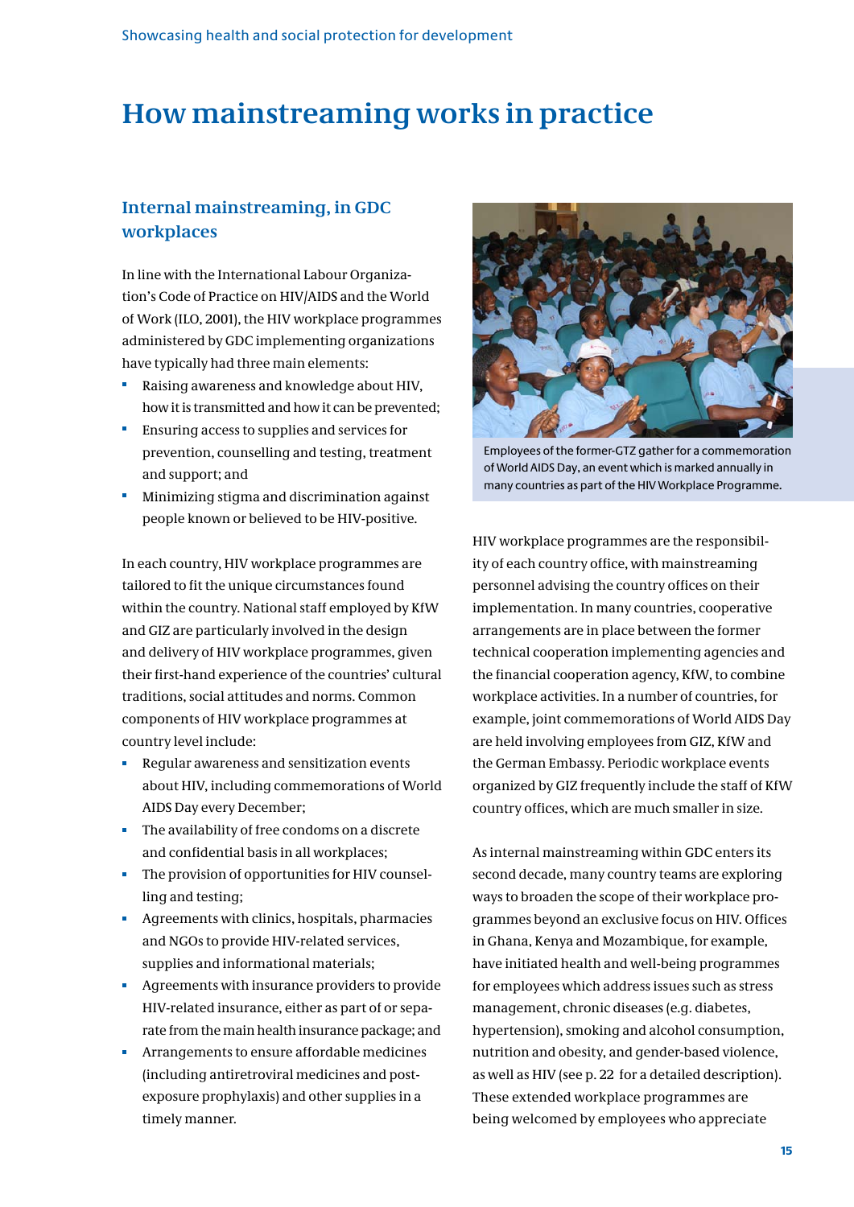# How mainstreaming works in practice

## Internal mainstreaming, in GDC workplaces

In line with the International Labour Organization's Code of Practice on HIV/AIDS and the World of Work (ILO, 2001), the HIV workplace programmes administered by GDC implementing organizations have typically had three main elements:

- Raising awareness and knowledge about HIV, how it is transmitted and how it can be prevented;
- Ensuring access to supplies and services for prevention, counselling and testing, treatment and support; and
- Minimizing stigma and discrimination against people known or believed to be HIV-positive.

In each country, HIV workplace programmes are tailored to fit the unique circumstances found within the country. National staff employed by KfW and GIZ are particularly involved in the design and delivery of HIV workplace programmes, given their first-hand experience of the countries' cultural traditions, social attitudes and norms. Common components of HIV workplace programmes at country level include:

- Regular awareness and sensitization events about HIV, including commemorations of World AIDS Day every December;
- The availability of free condoms on a discrete and confidential basis in all workplaces;
- The provision of opportunities for HIV counselling and testing;
- Agreements with clinics, hospitals, pharmacies and NGOs to provide HIV-related services, supplies and informational materials;
- Agreements with insurance providers to provide HIV-related insurance, either as part of or separate from the main health insurance package; and
- Arrangements to ensure affordable medicines (including antiretroviral medicines and post-exposure prophylaxis) and other supplies in a timely manner.

Employees of the former-GTZ gather for a commemoration of World AIDS Day, an event which is marked annually in many countries as part of the HIV Workplace Programme.

HIV workplace programmes are the responsibility of each country office, with mainstreaming personnel advising the country offices on their implementation. In many countries, cooperative arrangements are in place between the former technical cooperation implementing agencies and the financial cooperation agency, KfW, to combine workplace activities. In a number of countries, for example, joint commemorations of World AIDS Day are held involving employees from GIZ, KfW and the German Embassy. Periodic workplace events organized by GIZ frequently include the staff of KfW country offices, which are much smaller in size.

As internal mainstreaming within GDC enters its second decade, many country teams are exploring ways to broaden the scope of their workplace programmes beyond an exclusive focus on HIV. Offices in Ghana, Kenya and Mozambique, for example, have initiated health and well-being programmes for employees which address issues such as stress management, chronic diseases (e.g. diabetes, hypertension), smoking and alcohol consumption, nutrition and obesity, and gender-based violence, as well as HIV (see p. 22 for a detailed description). These extended workplace programmes are being welcomed by employees who appreciate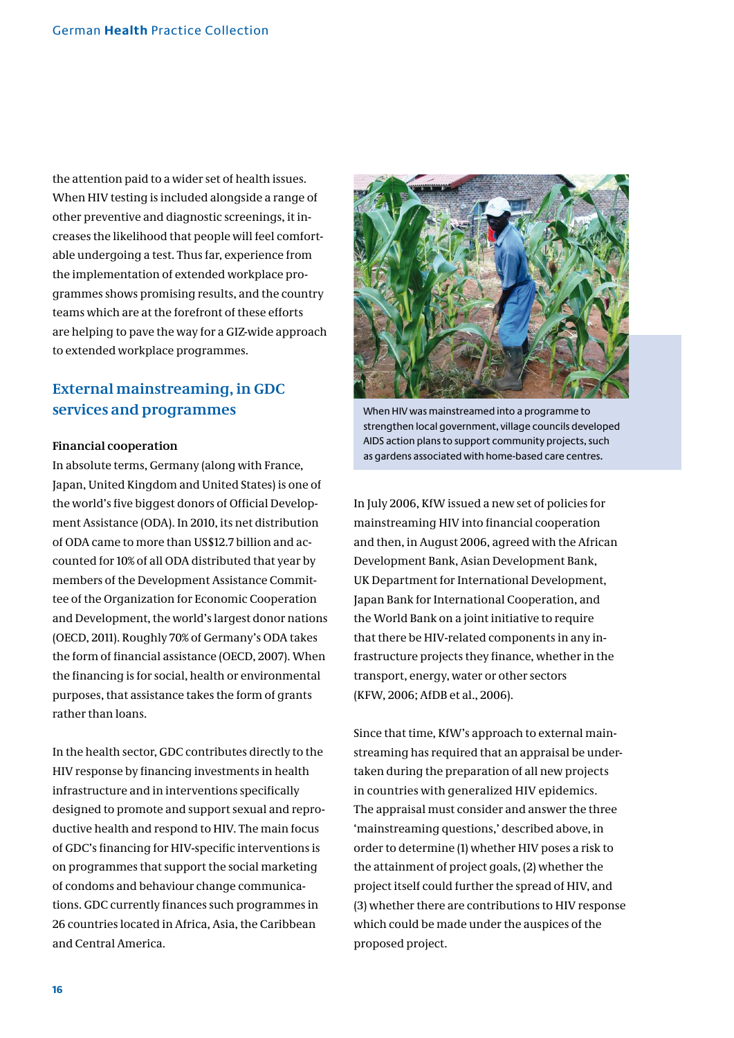the attention paid to a wider set of health issues. When HIV testing is included alongside a range of other preventive and diagnostic screenings, it increases the likelihood that people will feel comfortable undergoing a test. Thus far, experience from the implementation of extended workplace programmes shows promising results, and the country teams which are at the forefront of these efforts are helping to pave the way for a GIZ-wide approach to extended workplace programmes.

## External mainstreaming, in GDC services and programmes

### Financial cooperation

In absolute terms, Germany (along with France, Japan, United Kingdom and United States) is one of the world's five biggest donors of Official Development Assistance (ODA). In 2010, its net distribution of ODA came to more than US$12.7 billion and accounted for 10% of all ODA distributed that year by members of the Development Assistance Committee of the Organization for Economic Cooperation and Development, the world's largest donor nations (OECD, 2011). Roughly 70% of Germany's ODA takes the form of financial assistance (OECD, 2007). When the financing is for social, health or environmental purposes, that assistance takes the form of grants rather than loans.

In the health sector, GDC contributes directly to the HIV response by financing investments in health infrastructure and in interventions specifically designed to promote and support sexual and reproductive health and respond to HIV. The main focus of GDC's financing for HIV-specific interventions is on programmes that support the social marketing of condoms and behaviour change communications. GDC currently finances such programmes in 26 countries located in Africa, Asia, the Caribbean and Central America.

When HIV was mainstreamed into a programme to strengthen local government, village councils developed AIDS action plans to support community projects, such as gardens associated with home-based care centres.

In July 2006, KfW issued a new set of policies for mainstreaming HIV into financial cooperation and then, in August 2006, agreed with the African Development Bank, Asian Development Bank, UK Department for International Development, Japan Bank for International Cooperation, and the World Bank on a joint initiative to require that there be HIV-related components in any infrastructure projects they finance, whether in the transport, energy, water or other sectors (KFW, 2006; AfDB et al., 2006).

Since that time, KfW's approach to external mainstreaming has required that an appraisal be undertaken during the preparation of all new projects in countries with generalized HIV epidemics. The appraisal must consider and answer the three 'mainstreaming questions,' described above, in order to determine (1) whether HIV poses a risk to the attainment of project goals, (2) whether the project itself could further the spread of HIV, and (3) whether there are contributions to HIV response which could be made under the auspices of the proposed project.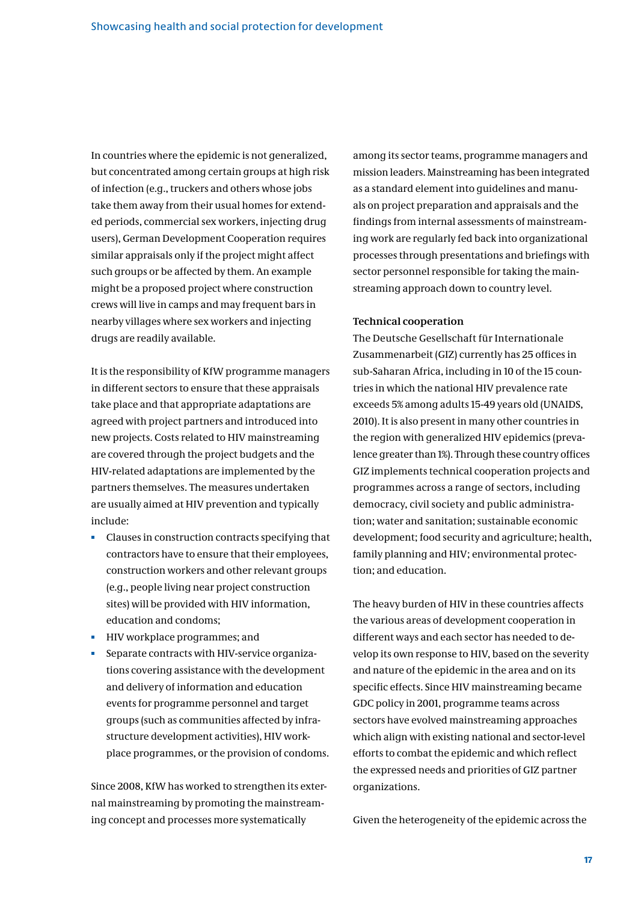In countries where the epidemic is not generalized, but concentrated among certain groups at high risk of infection (e.g., truckers and others whose jobs take them away from their usual homes for extended periods, commercial sex workers, injecting drug users), German Development Cooperation requires similar appraisals only if the project might affect such groups or be affected by them. An example might be a proposed project where construction crews will live in camps and may frequent bars in nearby villages where sex workers and injecting drugs are readily available.

It is the responsibility of KfW programme managers in different sectors to ensure that these appraisals take place and that appropriate adaptations are agreed with project partners and introduced into new projects. Costs related to HIV mainstreaming are covered through the project budgets and the HIV-related adaptations are implemented by the partners themselves. The measures undertaken are usually aimed at HIV prevention and typically include:

- Clauses in construction contracts specifying that contractors have to ensure that their employees, construction workers and other relevant groups (e.g., people living near project construction sites) will be provided with HIV information, education and condoms;
- HIV workplace programmes; and
- Separate contracts with HIV-service organizations covering assistance with the development and delivery of information and education events for programme personnel and target groups (such as communities affected by infrastructure development activities), HIV workplace programmes, or the provision of condoms.

Since 2008, KfW has worked to strengthen its external mainstreaming by promoting the mainstreaming concept and processes more systematically among its sector teams, programme managers and mission leaders. Mainstreaming has been integrated as a standard element into guidelines and manuals on project preparation and appraisals and the findings from internal assessments of mainstreaming work are regularly fed back into organizational processes through presentations and briefings with sector personnel responsible for taking the mainstreaming approach down to country level.

**Technical cooperation**

The Deutsche Gesellschaft für Internationale Zusammenarbeit (GIZ) currently has 25 offices in sub-Saharan Africa, including in 10 of the 15 countries in which the national HIV prevalence rate exceeds 5% among adults 15-49 years old (UNAIDS, 2010). It is also present in many other countries in the region with generalized HIV epidemics (prevalence greater than 1%). Through these country offices GIZ implements technical cooperation projects and programmes across a range of sectors, including democracy, civil society and public administration; water and sanitation; sustainable economic development; food security and agriculture; health, family planning and HIV; environmental protection; and education.

The heavy burden of HIV in these countries affects the various areas of development cooperation in different ways and each sector has needed to develop its own response to HIV, based on the severity and nature of the epidemic in the area and on its specific effects. Since HIV mainstreaming became GDC policy in 2001, programme teams across sectors have evolved mainstreaming approaches which align with existing national and sector-level efforts to combat the epidemic and which reflect the expressed needs and priorities of GIZ partner organizations.

Given the heterogeneity of the epidemic across the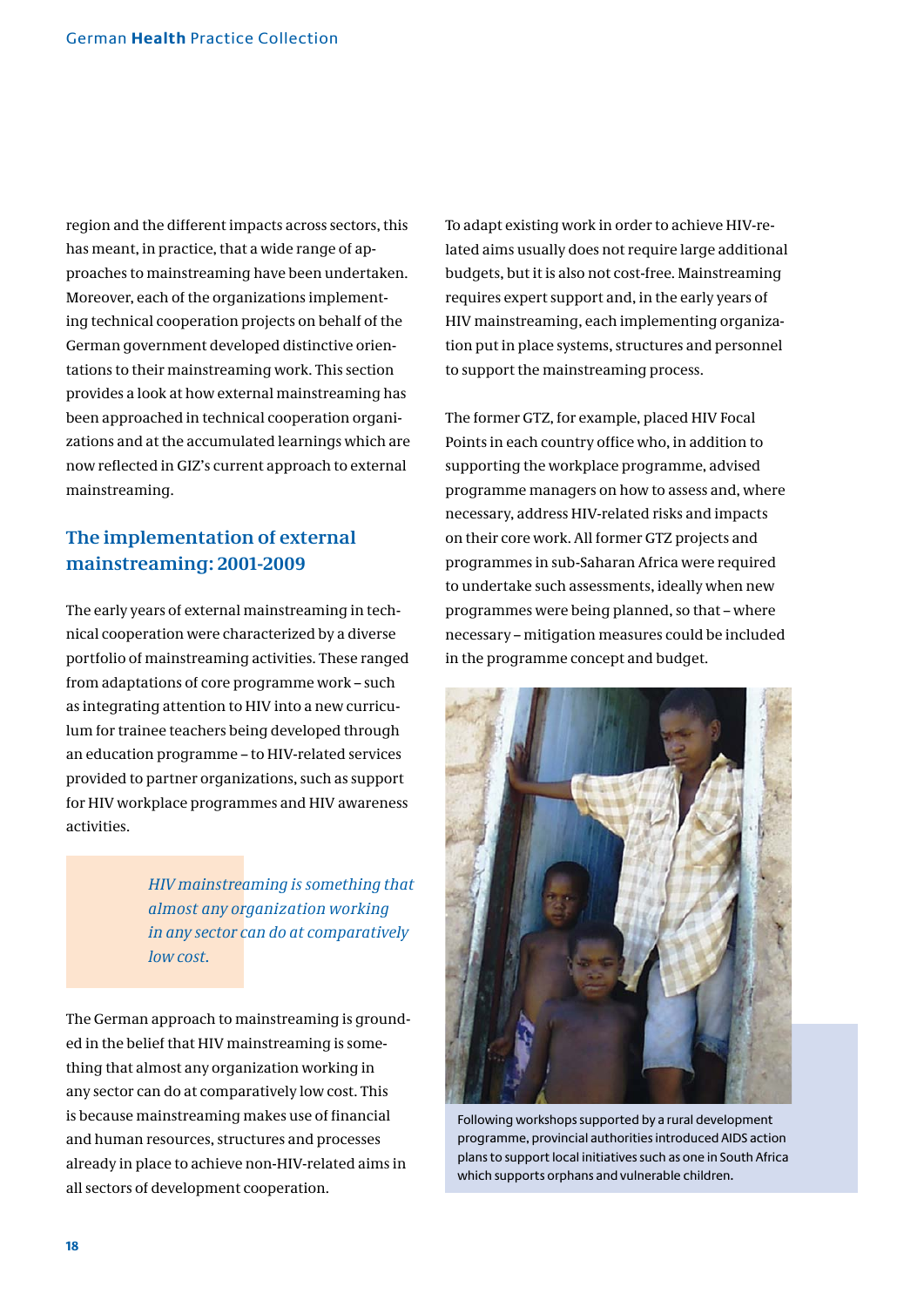region and the different impacts across sectors, this has meant, in practice, that a wide range of approaches to mainstreaming have been undertaken. Moreover, each of the organizations implementing technical cooperation projects on behalf of the German government developed distinctive orientations to their mainstreaming work. This section provides a look at how external mainstreaming has been approached in technical cooperation organizations and at the accumulated learnings which are now reflected in GIZ's current approach to external mainstreaming.

## The implementation of external mainstreaming: 2001-2009

The early years of external mainstreaming in technical cooperation were characterized by a diverse portfolio of mainstreaming activities. These ranged from adaptations of core programme work – such as integrating attention to HIV into a new curriculum for trainee teachers being developed through an education programme – to HIV-related services provided to partner organizations, such as support for HIV workplace programmes and HIV awareness activities.

> *HIV mainstreaming is something that almost any organization working in any sector can do at comparatively low cost.*

The German approach to mainstreaming is grounded in the belief that HIV mainstreaming is something that almost any organization working in any sector can do at comparatively low cost. This is because mainstreaming makes use of financial and human resources, structures and processes already in place to achieve non-HIV-related aims in all sectors of development cooperation.

To adapt existing work in order to achieve HIV-related aims usually does not require large additional budgets, but it is also not cost-free. Mainstreaming requires expert support and, in the early years of HIV mainstreaming, each implementing organization put in place systems, structures and personnel to support the mainstreaming process.

The former GTZ, for example, placed HIV Focal Points in each country office who, in addition to supporting the workplace programme, advised programme managers on how to assess and, where necessary, address HIV-related risks and impacts on their core work. All former GTZ projects and programmes in sub-Saharan Africa were required to undertake such assessments, ideally when new programmes were being planned, so that – where necessary – mitigation measures could be included in the programme concept and budget.

Following workshops supported by a rural development programme, provincial authorities introduced AIDS action plans to support local initiatives such as one in South Africa which supports orphans and vulnerable children.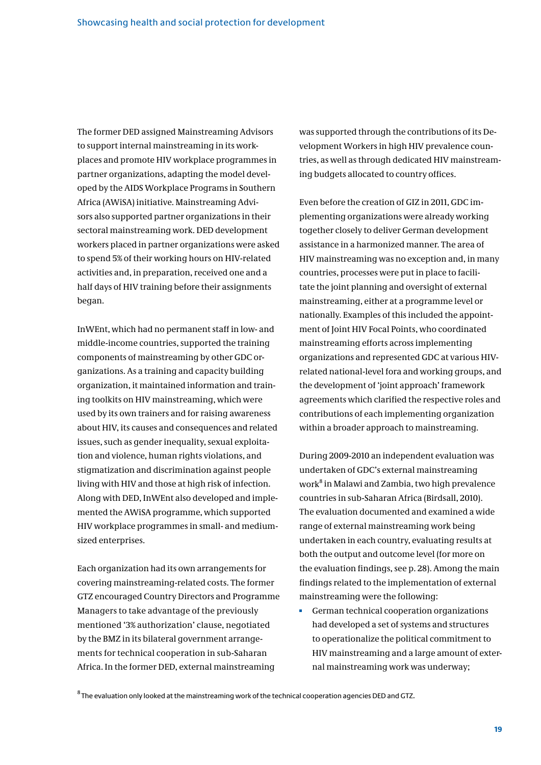The former DED assigned Mainstreaming Advisors to support internal mainstreaming in its workplaces and promote HIV workplace programmes in partner organizations, adapting the model developed by the AIDS Workplace Programs in Southern Africa (AWiSA) initiative. Mainstreaming Advisors also supported partner organizations in their sectoral mainstreaming work. DED development workers placed in partner organizations were asked to spend 5% of their working hours on HIV-related activities and, in preparation, received one and a half days of HIV training before their assignments began.

InWEnt, which had no permanent staff in low- and middle-income countries, supported the training components of mainstreaming by other GDC organizations. As a training and capacity building organization, it maintained information and training toolkits on HIV mainstreaming, which were used by its own trainers and for raising awareness about HIV, its causes and consequences and related issues, such as gender inequality, sexual exploitation and violence, human rights violations, and stigmatization and discrimination against people living with HIV and those at high risk of infection. Along with DED, InWEnt also developed and implemented the AWiSA programme, which supported HIV workplace programmes in small- and medium-sized enterprises.

Each organization had its own arrangements for covering mainstreaming-related costs. The former GTZ encouraged Country Directors and Programme Managers to take advantage of the previously mentioned '3% authorization' clause, negotiated by the BMZ in its bilateral government arrangements for technical cooperation in sub-Saharan Africa. In the former DED, external mainstreaming was supported through the contributions of its Development Workers in high HIV prevalence countries, as well as through dedicated HIV mainstreaming budgets allocated to country offices.

Even before the creation of GIZ in 2011, GDC implementing organizations were already working together closely to deliver German development assistance in a harmonized manner. The area of HIV mainstreaming was no exception and, in many countries, processes were put in place to facilitate the joint planning and oversight of external mainstreaming, either at a programme level or nationally. Examples of this included the appointment of Joint HIV Focal Points, who coordinated mainstreaming efforts across implementing organizations and represented GDC at various HIV-related national-level fora and working groups, and the development of 'joint approach' framework agreements which clarified the respective roles and contributions of each implementing organization within a broader approach to mainstreaming.

During 2009-2010 an independent evaluation was undertaken of GDC's external mainstreaming work[8] in Malawi and Zambia, two high prevalence countries in sub-Saharan Africa (Birdsall, 2010). The evaluation documented and examined a wide range of external mainstreaming work being undertaken in each country, evaluating results at both the output and outcome level (for more on the evaluation findings, see p. 28). Among the main findings related to the implementation of external mainstreaming were the following:

- German technical cooperation organizations had developed a set of systems and structures to operationalize the political commitment to HIV mainstreaming and a large amount of external mainstreaming work was underway;

[8] The evaluation only looked at the mainstreaming work of the technical cooperation agencies DED and GTZ.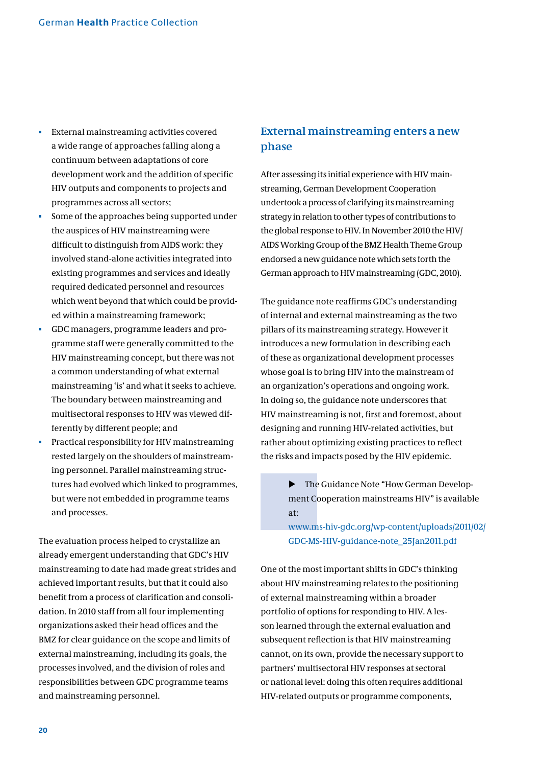- External mainstreaming activities covered a wide range of approaches falling along a continuum between adaptations of core development work and the addition of specific HIV outputs and components to projects and programmes across all sectors;
- Some of the approaches being supported under the auspices of HIV mainstreaming were difficult to distinguish from AIDS work: they involved stand-alone activities integrated into existing programmes and services and ideally required dedicated personnel and resources which went beyond that which could be provided within a mainstreaming framework;
- GDC managers, programme leaders and programme staff were generally committed to the HIV mainstreaming concept, but there was not a common understanding of what external mainstreaming 'is' and what it seeks to achieve. The boundary between mainstreaming and multisectoral responses to HIV was viewed differently by different people; and
- Practical responsibility for HIV mainstreaming rested largely on the shoulders of mainstreaming personnel. Parallel mainstreaming structures had evolved which linked to programmes, but were not embedded in programme teams and processes.

The evaluation process helped to crystallize an already emergent understanding that GDC's HIV mainstreaming to date had made great strides and achieved important results, but that it could also benefit from a process of clarification and consolidation. In 2010 staff from all four implementing organizations asked their head offices and the BMZ for clear guidance on the scope and limits of external mainstreaming, including its goals, the processes involved, and the division of roles and responsibilities between GDC programme teams and mainstreaming personnel.

## External mainstreaming enters a new phase

After assessing its initial experience with HIV mainstreaming, German Development Cooperation undertook a process of clarifying its mainstreaming strategy in relation to other types of contributions to the global response to HIV. In November 2010 the HIV/AIDS Working Group of the BMZ Health Theme Group endorsed a new guidance note which sets forth the German approach to HIV mainstreaming (GDC, 2010).

The guidance note reaffirms GDC's understanding of internal and external mainstreaming as the two pillars of its mainstreaming strategy. However it introduces a new formulation in describing each of these as organizational development processes whose goal is to bring HIV into the mainstream of an organization's operations and ongoing work. In doing so, the guidance note underscores that HIV mainstreaming is not, first and foremost, about designing and running HIV-related activities, but rather about optimizing existing practices to reflect the risks and impacts posed by the HIV epidemic.

▶ The Guidance Note "How German Development Cooperation mainstreams HIV" is available at:
www.ms-hiv-gdc.org/wp-content/uploads/2011/02/GDC-MS-HIV-guidance-note_25Jan2011.pdf

One of the most important shifts in GDC's thinking about HIV mainstreaming relates to the positioning of external mainstreaming within a broader portfolio of options for responding to HIV. A lesson learned through the external evaluation and subsequent reflection is that HIV mainstreaming cannot, on its own, provide the necessary support to partners' multisectoral HIV responses at sectoral or national level: doing this often requires additional HIV-related outputs or programme components,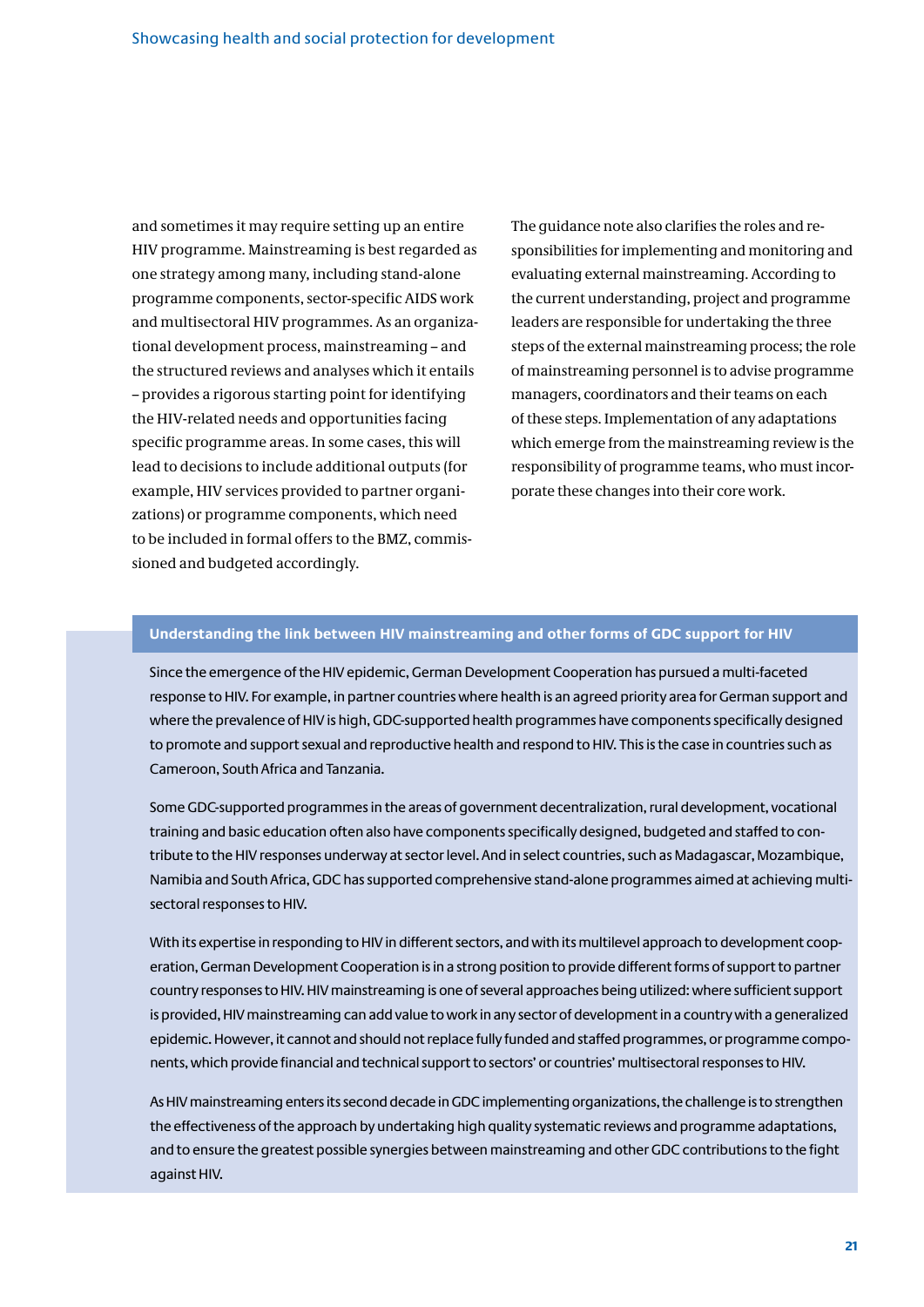and sometimes it may require setting up an entire HIV programme. Mainstreaming is best regarded as one strategy among many, including stand-alone programme components, sector-specific AIDS work and multisectoral HIV programmes. As an organizational development process, mainstreaming – and the structured reviews and analyses which it entails – provides a rigorous starting point for identifying the HIV-related needs and opportunities facing specific programme areas. In some cases, this will lead to decisions to include additional outputs (for example, HIV services provided to partner organizations) or programme components, which need to be included in formal offers to the BMZ, commissioned and budgeted accordingly.

The guidance note also clarifies the roles and responsibilities for implementing and monitoring and evaluating external mainstreaming. According to the current understanding, project and programme leaders are responsible for undertaking the three steps of the external mainstreaming process; the role of mainstreaming personnel is to advise programme managers, coordinators and their teams on each of these steps. Implementation of any adaptations which emerge from the mainstreaming review is the responsibility of programme teams, who must incorporate these changes into their core work.

### Understanding the link between HIV mainstreaming and other forms of GDC support for HIV

Since the emergence of the HIV epidemic, German Development Cooperation has pursued a multi-faceted response to HIV. For example, in partner countries where health is an agreed priority area for German support and where the prevalence of HIV is high, GDC-supported health programmes have components specifically designed to promote and support sexual and reproductive health and respond to HIV. This is the case in countries such as Cameroon, South Africa and Tanzania.

Some GDC-supported programmes in the areas of government decentralization, rural development, vocational training and basic education often also have components specifically designed, budgeted and staffed to contribute to the HIV responses underway at sector level. And in select countries, such as Madagascar, Mozambique, Namibia and South Africa, GDC has supported comprehensive stand-alone programmes aimed at achieving multisectoral responses to HIV.

With its expertise in responding to HIV in different sectors, and with its multilevel approach to development cooperation, German Development Cooperation is in a strong position to provide different forms of support to partner country responses to HIV. HIV mainstreaming is one of several approaches being utilized: where sufficient support is provided, HIV mainstreaming can add value to work in any sector of development in a country with a generalized epidemic. However, it cannot and should not replace fully funded and staffed programmes, or programme components, which provide financial and technical support to sectors' or countries' multisectoral responses to HIV.

As HIV mainstreaming enters its second decade in GDC implementing organizations, the challenge is to strengthen the effectiveness of the approach by undertaking high quality systematic reviews and programme adaptations, and to ensure the greatest possible synergies between mainstreaming and other GDC contributions to the fight against HIV.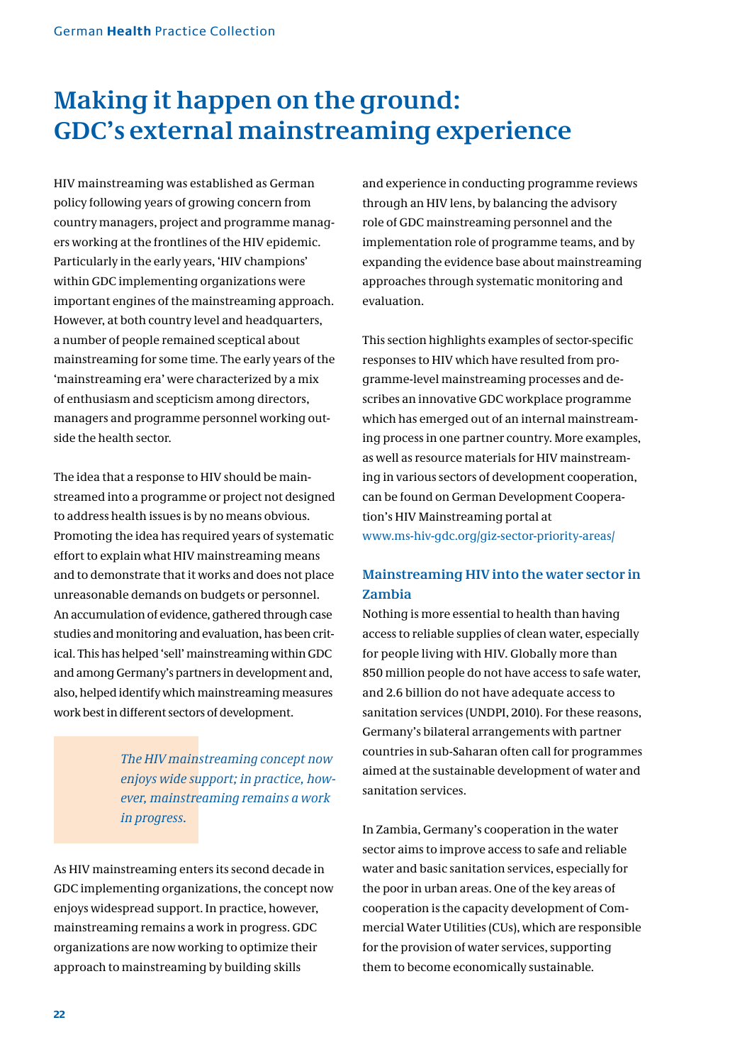# Making it happen on the ground: GDC's external mainstreaming experience

HIV mainstreaming was established as German policy following years of growing concern from country managers, project and programme managers working at the frontlines of the HIV epidemic. Particularly in the early years, 'HIV champions' within GDC implementing organizations were important engines of the mainstreaming approach. However, at both country level and headquarters, a number of people remained sceptical about mainstreaming for some time. The early years of the 'mainstreaming era' were characterized by a mix of enthusiasm and scepticism among directors, managers and programme personnel working outside the health sector.

The idea that a response to HIV should be mainstreamed into a programme or project not designed to address health issues is by no means obvious. Promoting the idea has required years of systematic effort to explain what HIV mainstreaming means and to demonstrate that it works and does not place unreasonable demands on budgets or personnel. An accumulation of evidence, gathered through case studies and monitoring and evaluation, has been critical. This has helped 'sell' mainstreaming within GDC and among Germany's partners in development and, also, helped identify which mainstreaming measures work best in different sectors of development.

> *The HIV mainstreaming concept now enjoys wide support; in practice, however, mainstreaming remains a work in progress.*

As HIV mainstreaming enters its second decade in GDC implementing organizations, the concept now enjoys widespread support. In practice, however, mainstreaming remains a work in progress. GDC organizations are now working to optimize their approach to mainstreaming by building skills and experience in conducting programme reviews through an HIV lens, by balancing the advisory role of GDC mainstreaming personnel and the implementation role of programme teams, and by expanding the evidence base about mainstreaming approaches through systematic monitoring and evaluation.

This section highlights examples of sector-specific responses to HIV which have resulted from programme-level mainstreaming processes and describes an innovative GDC workplace programme which has emerged out of an internal mainstreaming process in one partner country. More examples, as well as resource materials for HIV mainstreaming in various sectors of development cooperation, can be found on German Development Cooperation's HIV Mainstreaming portal at www.ms-hiv-gdc.org/giz-sector-priority-areas/

### Mainstreaming HIV into the water sector in Zambia

Nothing is more essential to health than having access to reliable supplies of clean water, especially for people living with HIV. Globally more than 850 million people do not have access to safe water, and 2.6 billion do not have adequate access to sanitation services (UNDPI, 2010). For these reasons, Germany's bilateral arrangements with partner countries in sub-Saharan often call for programmes aimed at the sustainable development of water and sanitation services.

In Zambia, Germany's cooperation in the water sector aims to improve access to safe and reliable water and basic sanitation services, especially for the poor in urban areas. One of the key areas of cooperation is the capacity development of Commercial Water Utilities (CUs), which are responsible for the provision of water services, supporting them to become economically sustainable.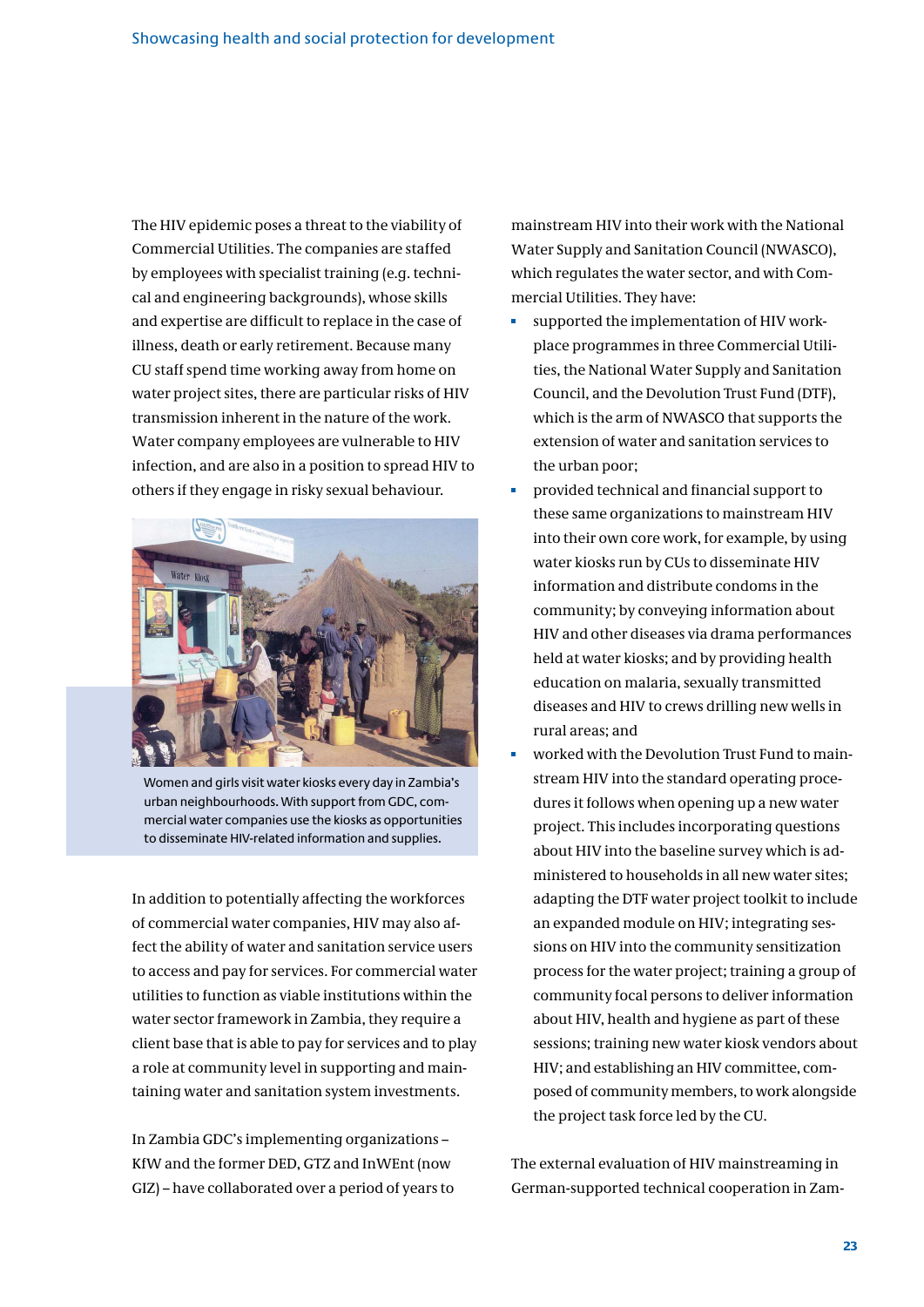The HIV epidemic poses a threat to the viability of Commercial Utilities. The companies are staffed by employees with specialist training (e.g. technical and engineering backgrounds), whose skills and expertise are difficult to replace in the case of illness, death or early retirement. Because many CU staff spend time working away from home on water project sites, there are particular risks of HIV transmission inherent in the nature of the work. Water company employees are vulnerable to HIV infection, and are also in a position to spread HIV to others if they engage in risky sexual behaviour.

Women and girls visit water kiosks every day in Zambia's urban neighbourhoods. With support from GDC, commercial water companies use the kiosks as opportunities to disseminate HIV-related information and supplies.

In addition to potentially affecting the workforces of commercial water companies, HIV may also affect the ability of water and sanitation service users to access and pay for services. For commercial water utilities to function as viable institutions within the water sector framework in Zambia, they require a client base that is able to pay for services and to play a role at community level in supporting and maintaining water and sanitation system investments.

In Zambia GDC's implementing organizations – KfW and the former DED, GTZ and InWEnt (now GIZ) – have collaborated over a period of years to mainstream HIV into their work with the National Water Supply and Sanitation Council (NWASCO), which regulates the water sector, and with Commercial Utilities. They have:

- supported the implementation of HIV workplace programmes in three Commercial Utilities, the National Water Supply and Sanitation Council, and the Devolution Trust Fund (DTF), which is the arm of NWASCO that supports the extension of water and sanitation services to the urban poor;
- provided technical and financial support to these same organizations to mainstream HIV into their own core work, for example, by using water kiosks run by CUs to disseminate HIV information and distribute condoms in the community; by conveying information about HIV and other diseases via drama performances held at water kiosks; and by providing health education on malaria, sexually transmitted diseases and HIV to crews drilling new wells in rural areas; and
- worked with the Devolution Trust Fund to mainstream HIV into the standard operating procedures it follows when opening up a new water project. This includes incorporating questions about HIV into the baseline survey which is administered to households in all new water sites; adapting the DTF water project toolkit to include an expanded module on HIV; integrating sessions on HIV into the community sensitization process for the water project; training a group of community focal persons to deliver information about HIV, health and hygiene as part of these sessions; training new water kiosk vendors about HIV; and establishing an HIV committee, composed of community members, to work alongside the project task force led by the CU.

The external evaluation of HIV mainstreaming in German-supported technical cooperation in Zam-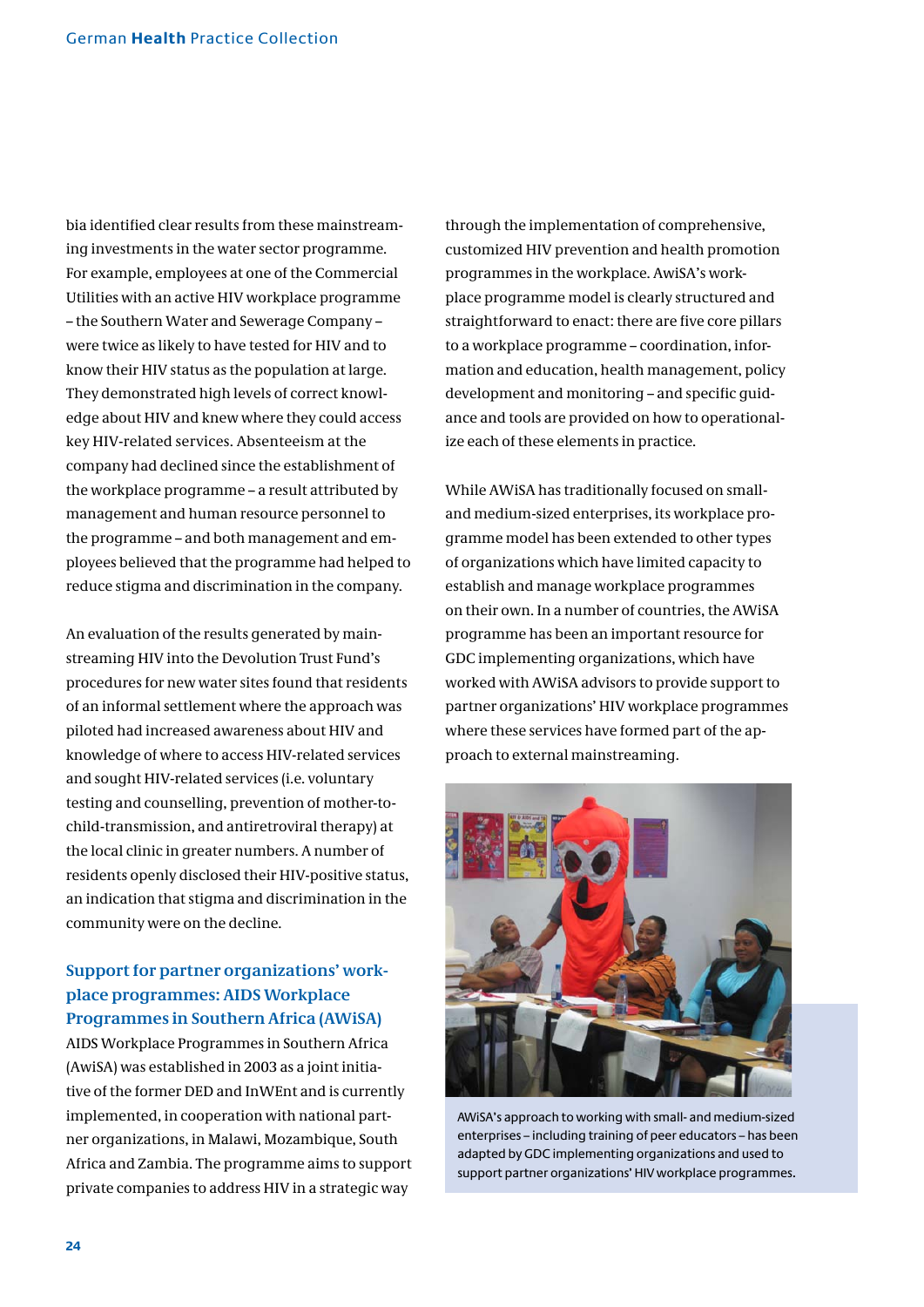bia identified clear results from these mainstreaming investments in the water sector programme. For example, employees at one of the Commercial Utilities with an active HIV workplace programme – the Southern Water and Sewerage Company – were twice as likely to have tested for HIV and to know their HIV status as the population at large. They demonstrated high levels of correct knowledge about HIV and knew where they could access key HIV-related services. Absenteeism at the company had declined since the establishment of the workplace programme – a result attributed by management and human resource personnel to the programme – and both management and employees believed that the programme had helped to reduce stigma and discrimination in the company.

An evaluation of the results generated by mainstreaming HIV into the Devolution Trust Fund's procedures for new water sites found that residents of an informal settlement where the approach was piloted had increased awareness about HIV and knowledge of where to access HIV-related services and sought HIV-related services (i.e. voluntary testing and counselling, prevention of mother-to-child-transmission, and antiretroviral therapy) at the local clinic in greater numbers. A number of residents openly disclosed their HIV-positive status, an indication that stigma and discrimination in the community were on the decline.

### Support for partner organizations' workplace programmes: AIDS Workplace Programmes in Southern Africa (AWiSA)

AIDS Workplace Programmes in Southern Africa (AwiSA) was established in 2003 as a joint initiative of the former DED and InWEnt and is currently implemented, in cooperation with national partner organizations, in Malawi, Mozambique, South Africa and Zambia. The programme aims to support private companies to address HIV in a strategic way through the implementation of comprehensive, customized HIV prevention and health promotion programmes in the workplace. AwiSA's workplace programme model is clearly structured and straightforward to enact: there are five core pillars to a workplace programme – coordination, information and education, health management, policy development and monitoring – and specific guidance and tools are provided on how to operationalize each of these elements in practice.

While AWiSA has traditionally focused on small- and medium-sized enterprises, its workplace programme model has been extended to other types of organizations which have limited capacity to establish and manage workplace programmes on their own. In a number of countries, the AWiSA programme has been an important resource for GDC implementing organizations, which have worked with AWiSA advisors to provide support to partner organizations' HIV workplace programmes where these services have formed part of the approach to external mainstreaming.

AWiSA's approach to working with small- and medium-sized enterprises – including training of peer educators – has been adapted by GDC implementing organizations and used to support partner organizations' HIV workplace programmes.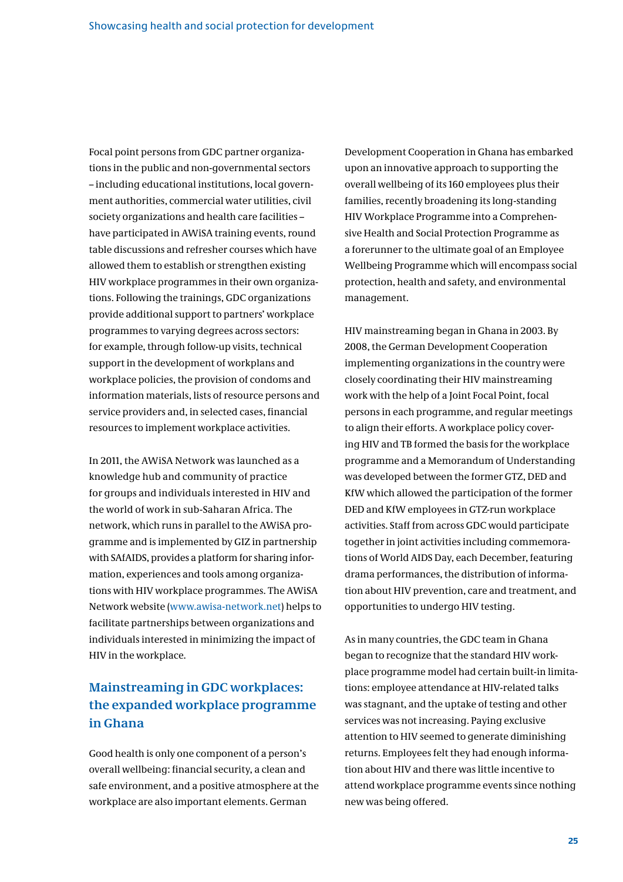Focal point persons from GDC partner organizations in the public and non-governmental sectors – including educational institutions, local government authorities, commercial water utilities, civil society organizations and health care facilities – have participated in AWiSA training events, round table discussions and refresher courses which have allowed them to establish or strengthen existing HIV workplace programmes in their own organizations. Following the trainings, GDC organizations provide additional support to partners' workplace programmes to varying degrees across sectors: for example, through follow-up visits, technical support in the development of workplans and workplace policies, the provision of condoms and information materials, lists of resource persons and service providers and, in selected cases, financial resources to implement workplace activities.

In 2011, the AWiSA Network was launched as a knowledge hub and community of practice for groups and individuals interested in HIV and the world of work in sub-Saharan Africa. The network, which runs in parallel to the AWiSA programme and is implemented by GIZ in partnership with SAfAIDS, provides a platform for sharing information, experiences and tools among organizations with HIV workplace programmes. The AWiSA Network website (www.awisa-network.net) helps to facilitate partnerships between organizations and individuals interested in minimizing the impact of HIV in the workplace.

## Mainstreaming in GDC workplaces: the expanded workplace programme in Ghana

Good health is only one component of a person's overall wellbeing: financial security, a clean and safe environment, and a positive atmosphere at the workplace are also important elements. German Development Cooperation in Ghana has embarked upon an innovative approach to supporting the overall wellbeing of its 160 employees plus their families, recently broadening its long-standing HIV Workplace Programme into a Comprehensive Health and Social Protection Programme as a forerunner to the ultimate goal of an Employee Wellbeing Programme which will encompass social protection, health and safety, and environmental management.

HIV mainstreaming began in Ghana in 2003. By 2008, the German Development Cooperation implementing organizations in the country were closely coordinating their HIV mainstreaming work with the help of a Joint Focal Point, focal persons in each programme, and regular meetings to align their efforts. A workplace policy covering HIV and TB formed the basis for the workplace programme and a Memorandum of Understanding was developed between the former GTZ, DED and KfW which allowed the participation of the former DED and KfW employees in GTZ-run workplace activities. Staff from across GDC would participate together in joint activities including commemorations of World AIDS Day, each December, featuring drama performances, the distribution of information about HIV prevention, care and treatment, and opportunities to undergo HIV testing.

As in many countries, the GDC team in Ghana began to recognize that the standard HIV workplace programme model had certain built-in limitations: employee attendance at HIV-related talks was stagnant, and the uptake of testing and other services was not increasing. Paying exclusive attention to HIV seemed to generate diminishing returns. Employees felt they had enough information about HIV and there was little incentive to attend workplace programme events since nothing new was being offered.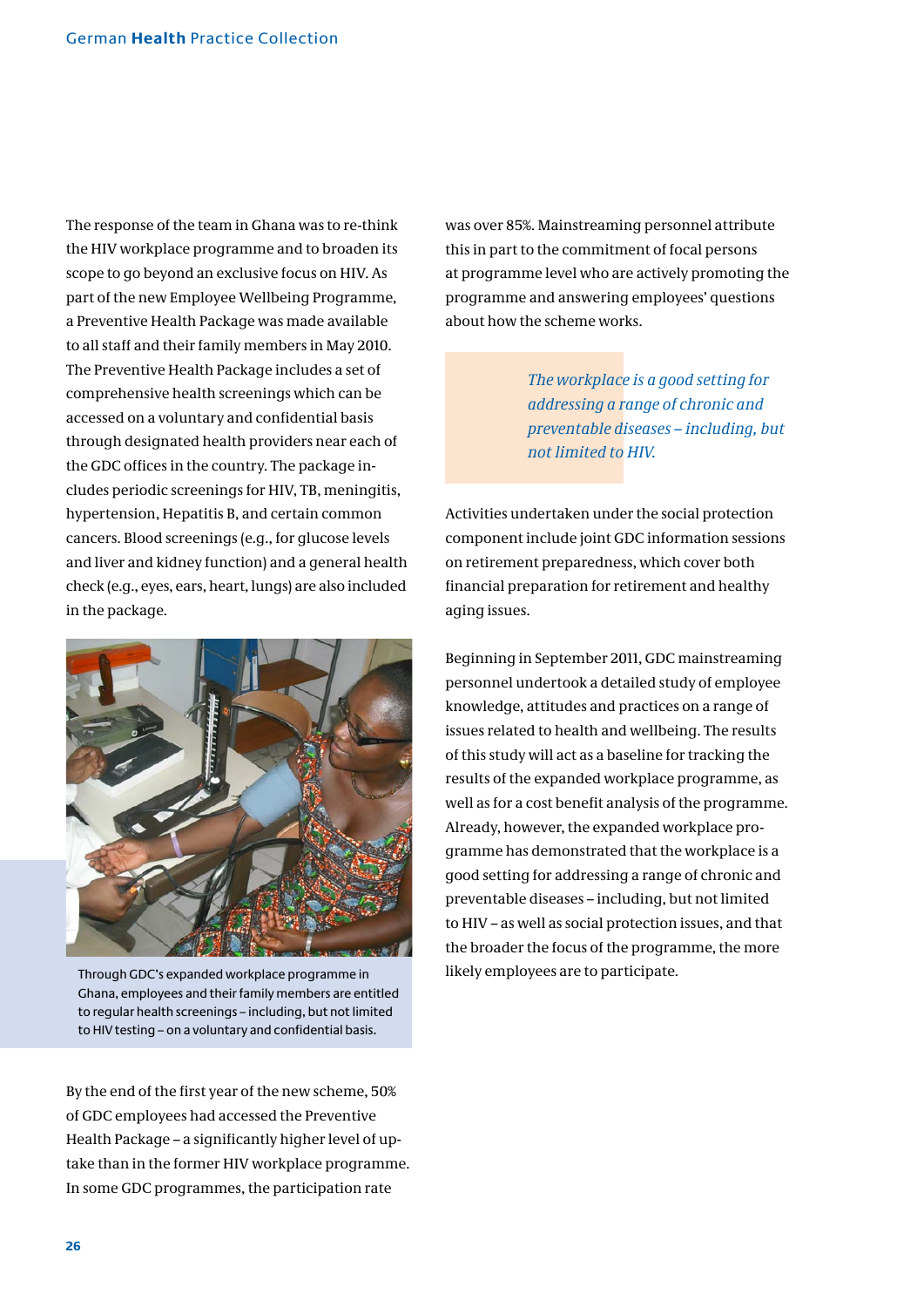The response of the team in Ghana was to re-think the HIV workplace programme and to broaden its scope to go beyond an exclusive focus on HIV. As part of the new Employee Wellbeing Programme, a Preventive Health Package was made available to all staff and their family members in May 2010. The Preventive Health Package includes a set of comprehensive health screenings which can be accessed on a voluntary and confidential basis through designated health providers near each of the GDC offices in the country. The package includes periodic screenings for HIV, TB, meningitis, hypertension, Hepatitis B, and certain common cancers. Blood screenings (e.g., for glucose levels and liver and kidney function) and a general health check (e.g., eyes, ears, heart, lungs) are also included in the package.

Through GDC's expanded workplace programme in Ghana, employees and their family members are entitled to regular health screenings – including, but not limited to HIV testing – on a voluntary and confidential basis.

By the end of the first year of the new scheme, 50% of GDC employees had accessed the Preventive Health Package – a significantly higher level of uptake than in the former HIV workplace programme. In some GDC programmes, the participation rate was over 85%. Mainstreaming personnel attribute this in part to the commitment of focal persons at programme level who are actively promoting the programme and answering employees' questions about how the scheme works.

*The workplace is a good setting for addressing a range of chronic and preventable diseases – including, but not limited to HIV.*

Activities undertaken under the social protection component include joint GDC information sessions on retirement preparedness, which cover both financial preparation for retirement and healthy aging issues.

Beginning in September 2011, GDC mainstreaming personnel undertook a detailed study of employee knowledge, attitudes and practices on a range of issues related to health and wellbeing. The results of this study will act as a baseline for tracking the results of the expanded workplace programme, as well as for a cost benefit analysis of the programme. Already, however, the expanded workplace programme has demonstrated that the workplace is a good setting for addressing a range of chronic and preventable diseases – including, but not limited to HIV – as well as social protection issues, and that the broader the focus of the programme, the more likely employees are to participate.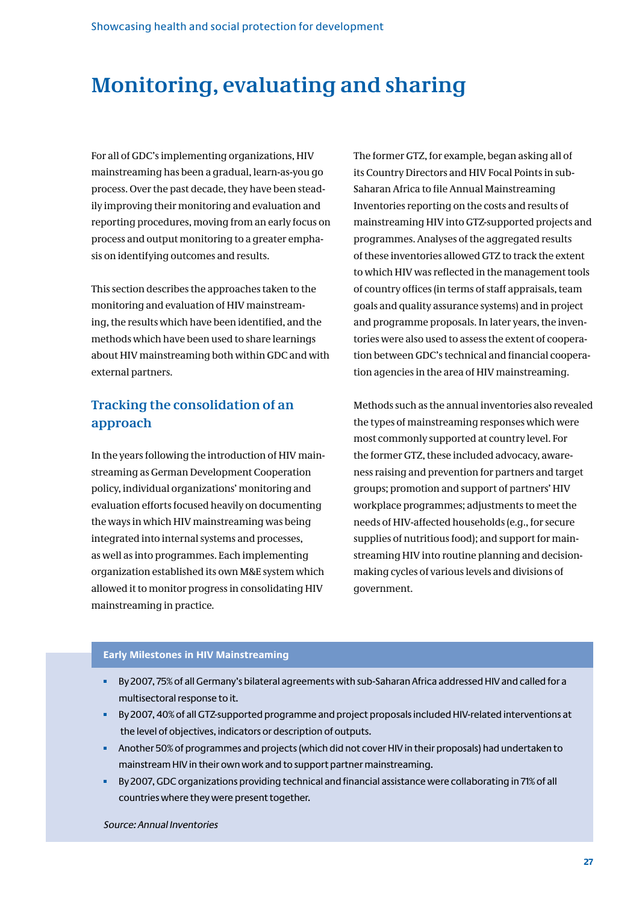# Monitoring, evaluating and sharing

For all of GDC's implementing organizations, HIV mainstreaming has been a gradual, learn-as-you go process. Over the past decade, they have been steadily improving their monitoring and evaluation and reporting procedures, moving from an early focus on process and output monitoring to a greater emphasis on identifying outcomes and results.

This section describes the approaches taken to the monitoring and evaluation of HIV mainstreaming, the results which have been identified, and the methods which have been used to share learnings about HIV mainstreaming both within GDC and with external partners.

## Tracking the consolidation of an approach

In the years following the introduction of HIV mainstreaming as German Development Cooperation policy, individual organizations' monitoring and evaluation efforts focused heavily on documenting the ways in which HIV mainstreaming was being integrated into internal systems and processes, as well as into programmes. Each implementing organization established its own M&E system which allowed it to monitor progress in consolidating HIV mainstreaming in practice.

The former GTZ, for example, began asking all of its Country Directors and HIV Focal Points in sub-Saharan Africa to file Annual Mainstreaming Inventories reporting on the costs and results of mainstreaming HIV into GTZ-supported projects and programmes. Analyses of the aggregated results of these inventories allowed GTZ to track the extent to which HIV was reflected in the management tools of country offices (in terms of staff appraisals, team goals and quality assurance systems) and in project and programme proposals. In later years, the inventories were also used to assess the extent of cooperation between GDC's technical and financial cooperation agencies in the area of HIV mainstreaming.

Methods such as the annual inventories also revealed the types of mainstreaming responses which were most commonly supported at country level. For the former GTZ, these included advocacy, awareness raising and prevention for partners and target groups; promotion and support of partners' HIV workplace programmes; adjustments to meet the needs of HIV-affected households (e.g., for secure supplies of nutritious food); and support for mainstreaming HIV into routine planning and decision-making cycles of various levels and divisions of government.

**Early Milestones in HIV Mainstreaming**

- By 2007, 75% of all Germany's bilateral agreements with sub-Saharan Africa addressed HIV and called for a multisectoral response to it.
- By 2007, 40% of all GTZ-supported programme and project proposals included HIV-related interventions at the level of objectives, indicators or description of outputs.
- Another 50% of programmes and projects (which did not cover HIV in their proposals) had undertaken to mainstream HIV in their own work and to support partner mainstreaming.
- By 2007, GDC organizations providing technical and financial assistance were collaborating in 71% of all countries where they were present together.

*Source: Annual Inventories*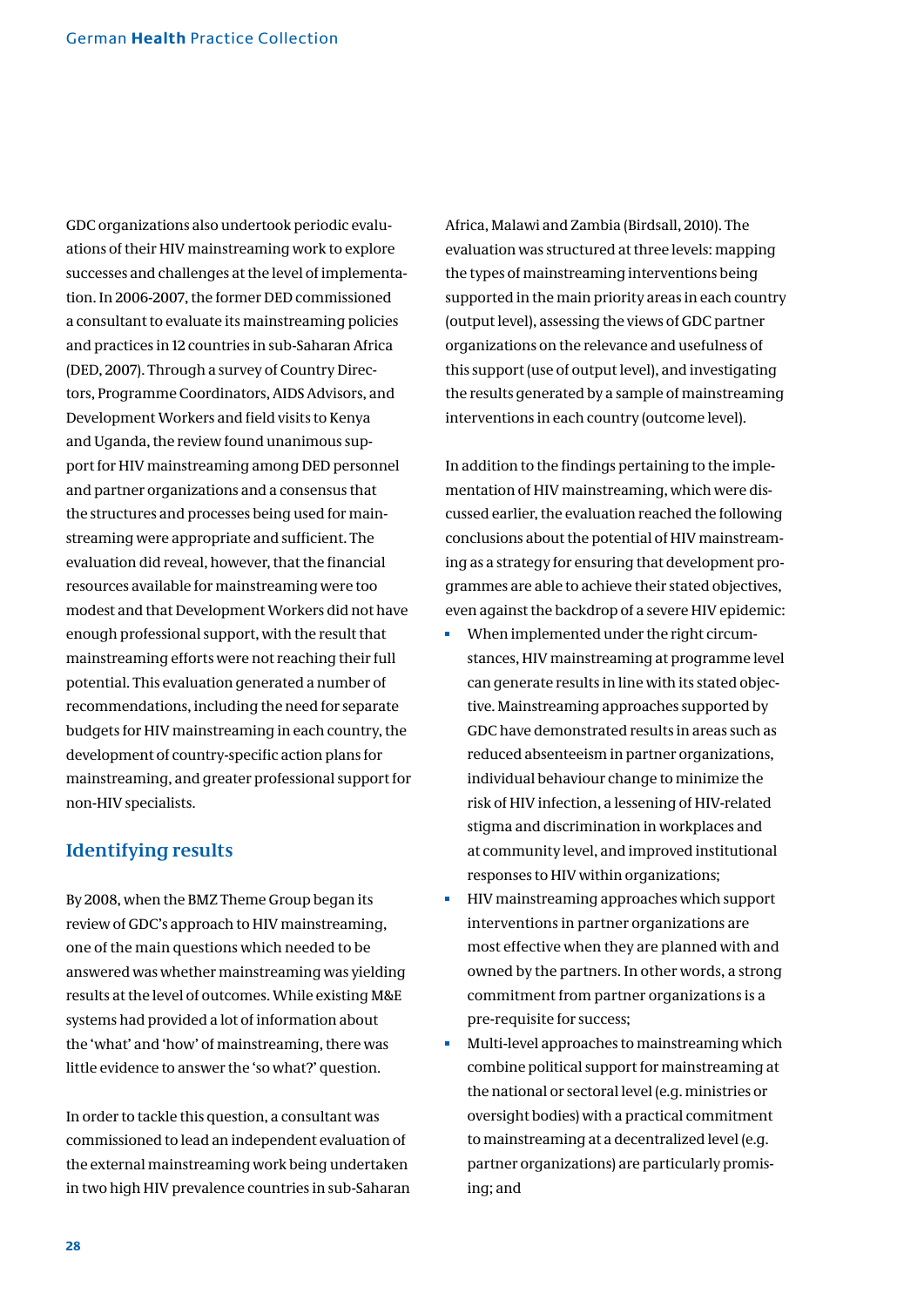GDC organizations also undertook periodic evaluations of their HIV mainstreaming work to explore successes and challenges at the level of implementation. In 2006-2007, the former DED commissioned a consultant to evaluate its mainstreaming policies and practices in 12 countries in sub-Saharan Africa (DED, 2007). Through a survey of Country Directors, Programme Coordinators, AIDS Advisors, and Development Workers and field visits to Kenya and Uganda, the review found unanimous support for HIV mainstreaming among DED personnel and partner organizations and a consensus that the structures and processes being used for mainstreaming were appropriate and sufficient. The evaluation did reveal, however, that the financial resources available for mainstreaming were too modest and that Development Workers did not have enough professional support, with the result that mainstreaming efforts were not reaching their full potential. This evaluation generated a number of recommendations, including the need for separate budgets for HIV mainstreaming in each country, the development of country-specific action plans for mainstreaming, and greater professional support for non-HIV specialists.

## Identifying results

By 2008, when the BMZ Theme Group began its review of GDC's approach to HIV mainstreaming, one of the main questions which needed to be answered was whether mainstreaming was yielding results at the level of outcomes. While existing M&E systems had provided a lot of information about the 'what' and 'how' of mainstreaming, there was little evidence to answer the 'so what?' question.

In order to tackle this question, a consultant was commissioned to lead an independent evaluation of the external mainstreaming work being undertaken in two high HIV prevalence countries in sub-Saharan Africa, Malawi and Zambia (Birdsall, 2010). The evaluation was structured at three levels: mapping the types of mainstreaming interventions being supported in the main priority areas in each country (output level), assessing the views of GDC partner organizations on the relevance and usefulness of this support (use of output level), and investigating the results generated by a sample of mainstreaming interventions in each country (outcome level).

In addition to the findings pertaining to the implementation of HIV mainstreaming, which were discussed earlier, the evaluation reached the following conclusions about the potential of HIV mainstreaming as a strategy for ensuring that development programmes are able to achieve their stated objectives, even against the backdrop of a severe HIV epidemic:

- When implemented under the right circumstances, HIV mainstreaming at programme level can generate results in line with its stated objective. Mainstreaming approaches supported by GDC have demonstrated results in areas such as reduced absenteeism in partner organizations, individual behaviour change to minimize the risk of HIV infection, a lessening of HIV-related stigma and discrimination in workplaces and at community level, and improved institutional responses to HIV within organizations;
- HIV mainstreaming approaches which support interventions in partner organizations are most effective when they are planned with and owned by the partners. In other words, a strong commitment from partner organizations is a pre-requisite for success;
- Multi-level approaches to mainstreaming which combine political support for mainstreaming at the national or sectoral level (e.g. ministries or oversight bodies) with a practical commitment to mainstreaming at a decentralized level (e.g. partner organizations) are particularly promising; and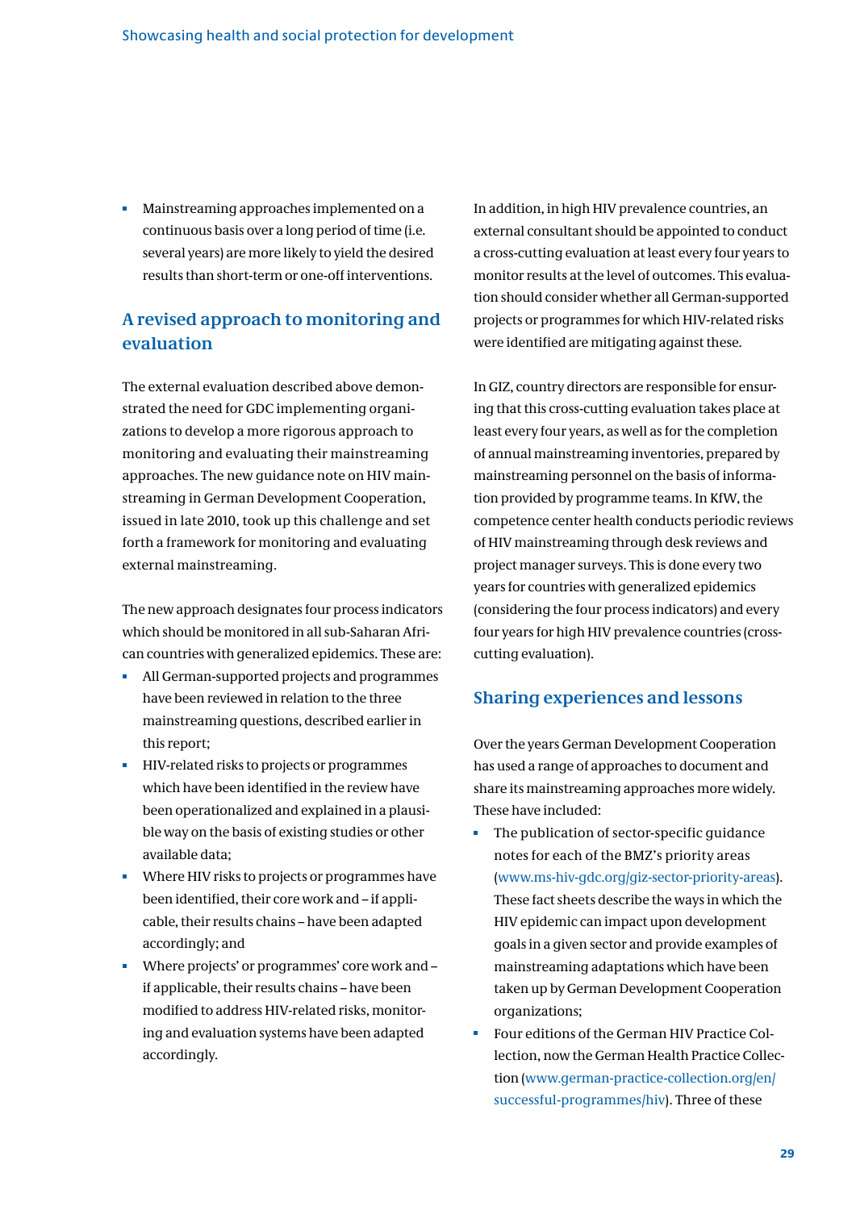- Mainstreaming approaches implemented on a continuous basis over a long period of time (i.e. several years) are more likely to yield the desired results than short-term or one-off interventions.

## A revised approach to monitoring and evaluation

The external evaluation described above demonstrated the need for GDC implementing organizations to develop a more rigorous approach to monitoring and evaluating their mainstreaming approaches. The new guidance note on HIV mainstreaming in German Development Cooperation, issued in late 2010, took up this challenge and set forth a framework for monitoring and evaluating external mainstreaming.

The new approach designates four process indicators which should be monitored in all sub-Saharan African countries with generalized epidemics. These are:

- All German-supported projects and programmes have been reviewed in relation to the three mainstreaming questions, described earlier in this report;
- HIV-related risks to projects or programmes which have been identified in the review have been operationalized and explained in a plausible way on the basis of existing studies or other available data;
- Where HIV risks to projects or programmes have been identified, their core work and – if applicable, their results chains – have been adapted accordingly; and
- Where projects' or programmes' core work and – if applicable, their results chains – have been modified to address HIV-related risks, monitoring and evaluation systems have been adapted accordingly.

In addition, in high HIV prevalence countries, an external consultant should be appointed to conduct a cross-cutting evaluation at least every four years to monitor results at the level of outcomes. This evaluation should consider whether all German-supported projects or programmes for which HIV-related risks were identified are mitigating against these.

In GIZ, country directors are responsible for ensuring that this cross-cutting evaluation takes place at least every four years, as well as for the completion of annual mainstreaming inventories, prepared by mainstreaming personnel on the basis of information provided by programme teams. In KfW, the competence center health conducts periodic reviews of HIV mainstreaming through desk reviews and project manager surveys. This is done every two years for countries with generalized epidemics (considering the four process indicators) and every four years for high HIV prevalence countries (cross-cutting evaluation).

## Sharing experiences and lessons

Over the years German Development Cooperation has used a range of approaches to document and share its mainstreaming approaches more widely. These have included:

- The publication of sector-specific guidance notes for each of the BMZ's priority areas (www.ms-hiv-gdc.org/giz-sector-priority-areas). These fact sheets describe the ways in which the HIV epidemic can impact upon development goals in a given sector and provide examples of mainstreaming adaptations which have been taken up by German Development Cooperation organizations;
- Four editions of the German HIV Practice Collection, now the German Health Practice Collection (www.german-practice-collection.org/en/successful-programmes/hiv). Three of these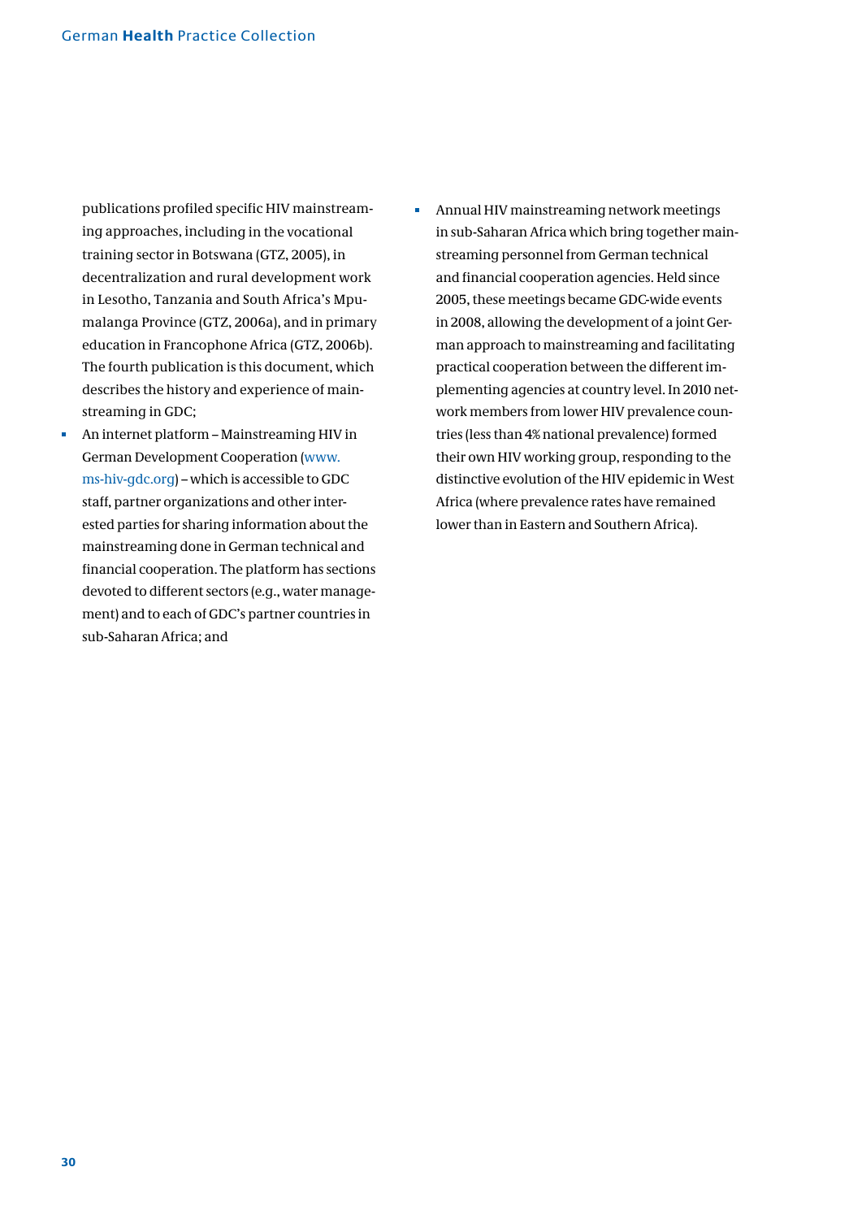publications profiled specific HIV mainstreaming approaches, including in the vocational training sector in Botswana (GTZ, 2005), in decentralization and rural development work in Lesotho, Tanzania and South Africa's Mpumalanga Province (GTZ, 2006a), and in primary education in Francophone Africa (GTZ, 2006b). The fourth publication is this document, which describes the history and experience of mainstreaming in GDC;

- An internet platform – Mainstreaming HIV in German Development Cooperation (www.ms-hiv-gdc.org) – which is accessible to GDC staff, partner organizations and other interested parties for sharing information about the mainstreaming done in German technical and financial cooperation. The platform has sections devoted to different sectors (e.g., water management) and to each of GDC's partner countries in sub-Saharan Africa; and
- Annual HIV mainstreaming network meetings in sub-Saharan Africa which bring together mainstreaming personnel from German technical and financial cooperation agencies. Held since 2005, these meetings became GDC-wide events in 2008, allowing the development of a joint German approach to mainstreaming and facilitating practical cooperation between the different implementing agencies at country level. In 2010 network members from lower HIV prevalence countries (less than 4% national prevalence) formed their own HIV working group, responding to the distinctive evolution of the HIV epidemic in West Africa (where prevalence rates have remained lower than in Eastern and Southern Africa).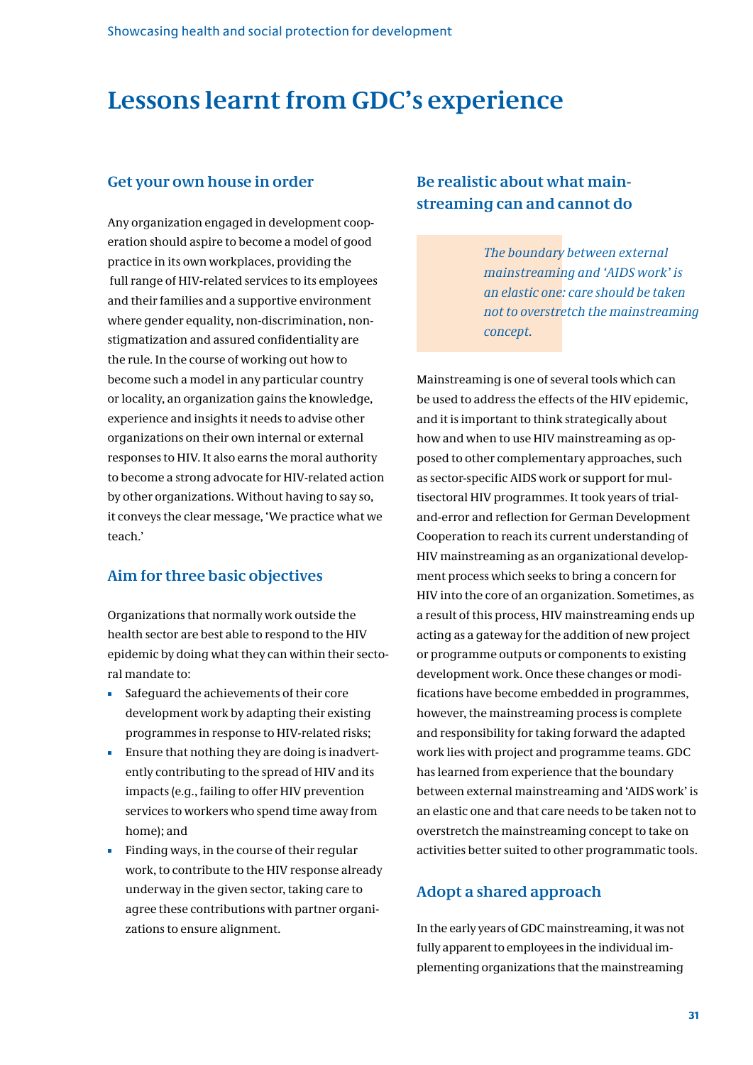# Lessons learnt from GDC's experience

## Get your own house in order

Any organization engaged in development cooperation should aspire to become a model of good practice in its own workplaces, providing the full range of HIV-related services to its employees and their families and a supportive environment where gender equality, non-discrimination, non-stigmatization and assured confidentiality are the rule. In the course of working out how to become such a model in any particular country or locality, an organization gains the knowledge, experience and insights it needs to advise other organizations on their own internal or external responses to HIV. It also earns the moral authority to become a strong advocate for HIV-related action by other organizations. Without having to say so, it conveys the clear message, 'We practice what we teach.'

## Aim for three basic objectives

Organizations that normally work outside the health sector are best able to respond to the HIV epidemic by doing what they can within their sectoral mandate to:

- Safeguard the achievements of their core development work by adapting their existing programmes in response to HIV-related risks;
- Ensure that nothing they are doing is inadvertently contributing to the spread of HIV and its impacts (e.g., failing to offer HIV prevention services to workers who spend time away from home); and
- Finding ways, in the course of their regular work, to contribute to the HIV response already underway in the given sector, taking care to agree these contributions with partner organizations to ensure alignment.

## Be realistic about what mainstreaming can and cannot do

> *The boundary between external mainstreaming and 'AIDS work' is an elastic one: care should be taken not to overstretch the mainstreaming concept.*

Mainstreaming is one of several tools which can be used to address the effects of the HIV epidemic, and it is important to think strategically about how and when to use HIV mainstreaming as opposed to other complementary approaches, such as sector-specific AIDS work or support for multisectoral HIV programmes. It took years of trial-and-error and reflection for German Development Cooperation to reach its current understanding of HIV mainstreaming as an organizational development process which seeks to bring a concern for HIV into the core of an organization. Sometimes, as a result of this process, HIV mainstreaming ends up acting as a gateway for the addition of new project or programme outputs or components to existing development work. Once these changes or modifications have become embedded in programmes, however, the mainstreaming process is complete and responsibility for taking forward the adapted work lies with project and programme teams. GDC has learned from experience that the boundary between external mainstreaming and 'AIDS work' is an elastic one and that care needs to be taken not to overstretch the mainstreaming concept to take on activities better suited to other programmatic tools.

## Adopt a shared approach

In the early years of GDC mainstreaming, it was not fully apparent to employees in the individual implementing organizations that the mainstreaming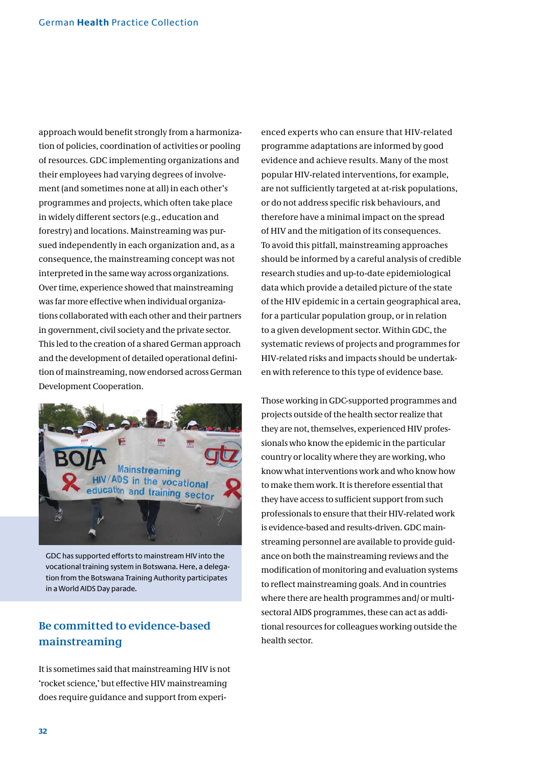approach would benefit strongly from a harmonization of policies, coordination of activities or pooling of resources. GDC implementing organizations and their employees had varying degrees of involvement (and sometimes none at all) in each other's programmes and projects, which often take place in widely different sectors (e.g., education and forestry) and locations. Mainstreaming was pursued independently in each organization and, as a consequence, the mainstreaming concept was not interpreted in the same way across organizations. Over time, experience showed that mainstreaming was far more effective when individual organizations collaborated with each other and their partners in government, civil society and the private sector. This led to the creation of a shared German approach and the development of detailed operational definition of mainstreaming, now endorsed across German Development Cooperation.

GDC has supported efforts to mainstream HIV into the vocational training system in Botswana. Here, a delegation from the Botswana Training Authority participates in a World AIDS Day parade.

## Be committed to evidence-based mainstreaming

It is sometimes said that mainstreaming HIV is not 'rocket science,' but effective HIV mainstreaming does require guidance and support from experienced experts who can ensure that HIV-related programme adaptations are informed by good evidence and achieve results. Many of the most popular HIV-related interventions, for example, are not sufficiently targeted at at-risk populations, or do not address specific risk behaviours, and therefore have a minimal impact on the spread of HIV and the mitigation of its consequences. To avoid this pitfall, mainstreaming approaches should be informed by a careful analysis of credible research studies and up-to-date epidemiological data which provide a detailed picture of the state of the HIV epidemic in a certain geographical area, for a particular population group, or in relation to a given development sector. Within GDC, the systematic reviews of projects and programmes for HIV-related risks and impacts should be undertaken with reference to this type of evidence base.

Those working in GDC-supported programmes and projects outside of the health sector realize that they are not, themselves, experienced HIV professionals who know the epidemic in the particular country or locality where they are working, who know what interventions work and who know how to make them work. It is therefore essential that they have access to sufficient support from such professionals to ensure that their HIV-related work is evidence-based and results-driven. GDC mainstreaming personnel are available to provide guidance on both the mainstreaming reviews and the modification of monitoring and evaluation systems to reflect mainstreaming goals. And in countries where there are health programmes and/or multisectoral AIDS programmes, these can act as additional resources for colleagues working outside the health sector.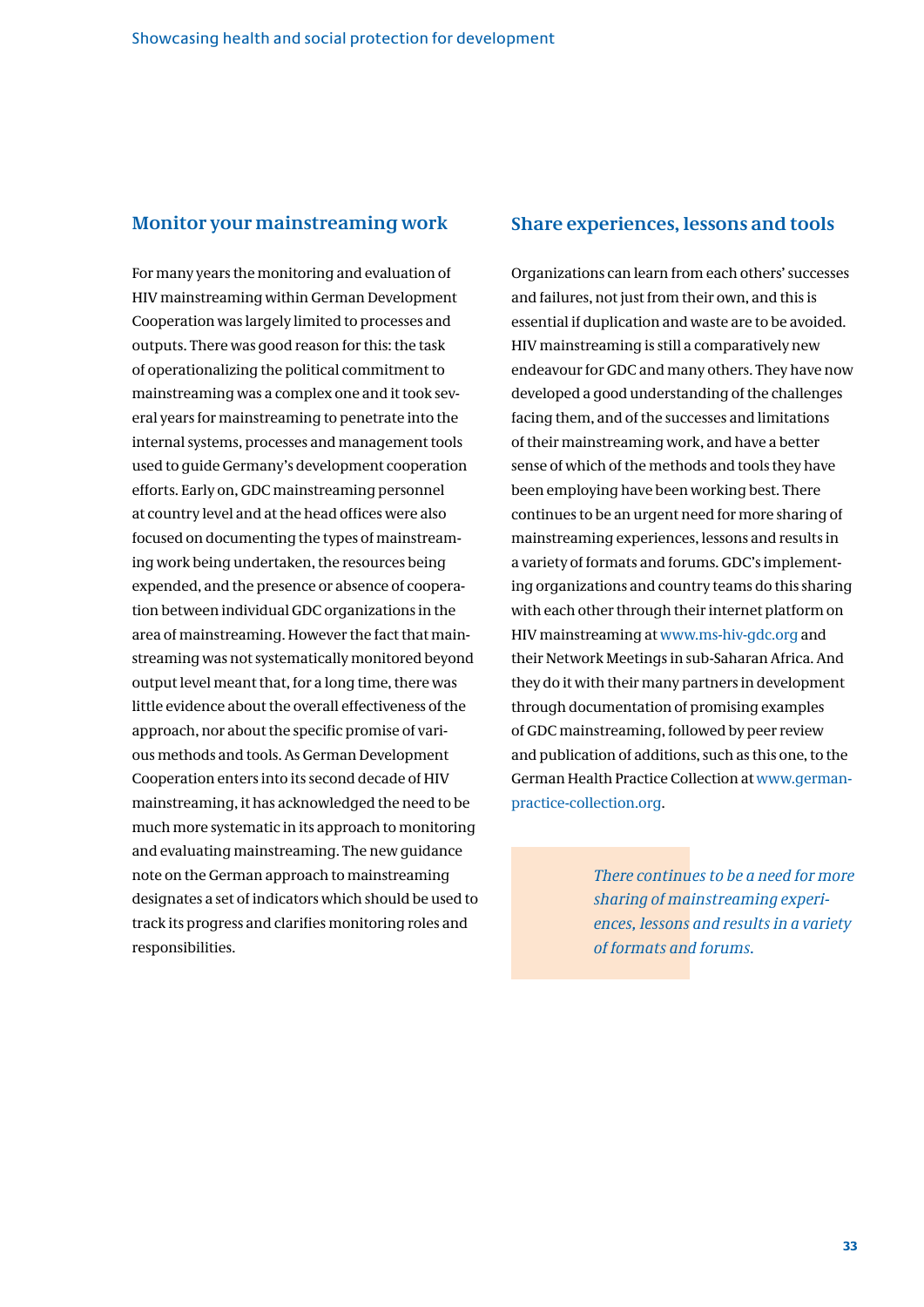## Monitor your mainstreaming work

For many years the monitoring and evaluation of HIV mainstreaming within German Development Cooperation was largely limited to processes and outputs. There was good reason for this: the task of operationalizing the political commitment to mainstreaming was a complex one and it took several years for mainstreaming to penetrate into the internal systems, processes and management tools used to guide Germany's development cooperation efforts. Early on, GDC mainstreaming personnel at country level and at the head offices were also focused on documenting the types of mainstreaming work being undertaken, the resources being expended, and the presence or absence of cooperation between individual GDC organizations in the area of mainstreaming. However the fact that mainstreaming was not systematically monitored beyond output level meant that, for a long time, there was little evidence about the overall effectiveness of the approach, nor about the specific promise of various methods and tools. As German Development Cooperation enters into its second decade of HIV mainstreaming, it has acknowledged the need to be much more systematic in its approach to monitoring and evaluating mainstreaming. The new guidance note on the German approach to mainstreaming designates a set of indicators which should be used to track its progress and clarifies monitoring roles and responsibilities.

## Share experiences, lessons and tools

Organizations can learn from each others' successes and failures, not just from their own, and this is essential if duplication and waste are to be avoided. HIV mainstreaming is still a comparatively new endeavour for GDC and many others. They have now developed a good understanding of the challenges facing them, and of the successes and limitations of their mainstreaming work, and have a better sense of which of the methods and tools they have been employing have been working best. There continues to be an urgent need for more sharing of mainstreaming experiences, lessons and results in a variety of formats and forums. GDC's implementing organizations and country teams do this sharing with each other through their internet platform on HIV mainstreaming at www.ms-hiv-gdc.org and their Network Meetings in sub-Saharan Africa. And they do it with their many partners in development through documentation of promising examples of GDC mainstreaming, followed by peer review and publication of additions, such as this one, to the German Health Practice Collection at www.german-practice-collection.org.

*There continues to be a need for more sharing of mainstreaming experiences, lessons and results in a variety of formats and forums.*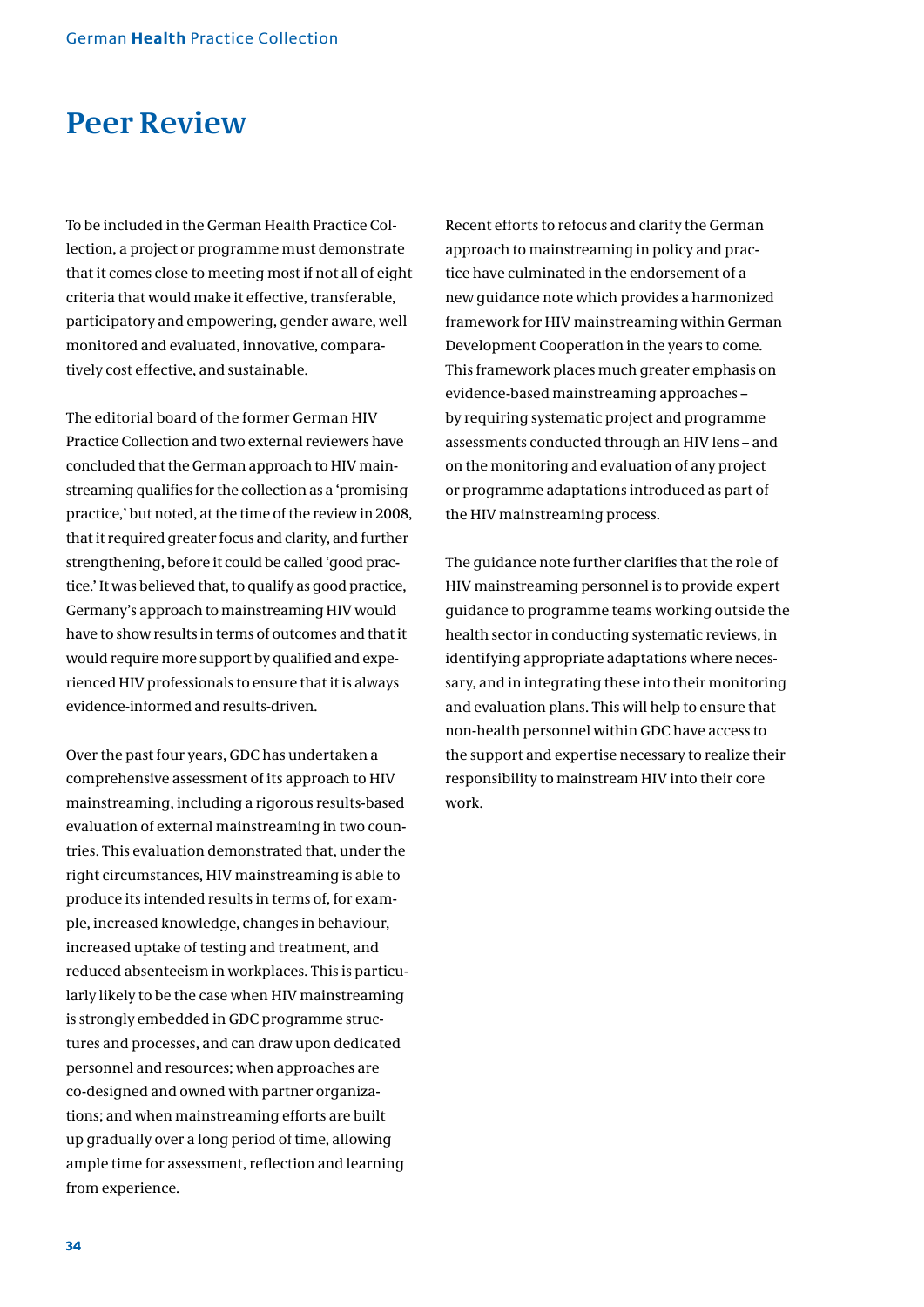# Peer Review

To be included in the German Health Practice Collection, a project or programme must demonstrate that it comes close to meeting most if not all of eight criteria that would make it effective, transferable, participatory and empowering, gender aware, well monitored and evaluated, innovative, comparatively cost effective, and sustainable.

The editorial board of the former German HIV Practice Collection and two external reviewers have concluded that the German approach to HIV mainstreaming qualifies for the collection as a 'promising practice,' but noted, at the time of the review in 2008, that it required greater focus and clarity, and further strengthening, before it could be called 'good practice.' It was believed that, to qualify as good practice, Germany's approach to mainstreaming HIV would have to show results in terms of outcomes and that it would require more support by qualified and experienced HIV professionals to ensure that it is always evidence-informed and results-driven.

Over the past four years, GDC has undertaken a comprehensive assessment of its approach to HIV mainstreaming, including a rigorous results-based evaluation of external mainstreaming in two countries. This evaluation demonstrated that, under the right circumstances, HIV mainstreaming is able to produce its intended results in terms of, for example, increased knowledge, changes in behaviour, increased uptake of testing and treatment, and reduced absenteeism in workplaces. This is particularly likely to be the case when HIV mainstreaming is strongly embedded in GDC programme structures and processes, and can draw upon dedicated personnel and resources; when approaches are co-designed and owned with partner organizations; and when mainstreaming efforts are built up gradually over a long period of time, allowing ample time for assessment, reflection and learning from experience.

Recent efforts to refocus and clarify the German approach to mainstreaming in policy and practice have culminated in the endorsement of a new guidance note which provides a harmonized framework for HIV mainstreaming within German Development Cooperation in the years to come. This framework places much greater emphasis on evidence-based mainstreaming approaches – by requiring systematic project and programme assessments conducted through an HIV lens – and on the monitoring and evaluation of any project or programme adaptations introduced as part of the HIV mainstreaming process.

The guidance note further clarifies that the role of HIV mainstreaming personnel is to provide expert guidance to programme teams working outside the health sector in conducting systematic reviews, in identifying appropriate adaptations where necessary, and in integrating these into their monitoring and evaluation plans. This will help to ensure that non-health personnel within GDC have access to the support and expertise necessary to realize their responsibility to mainstream HIV into their core work.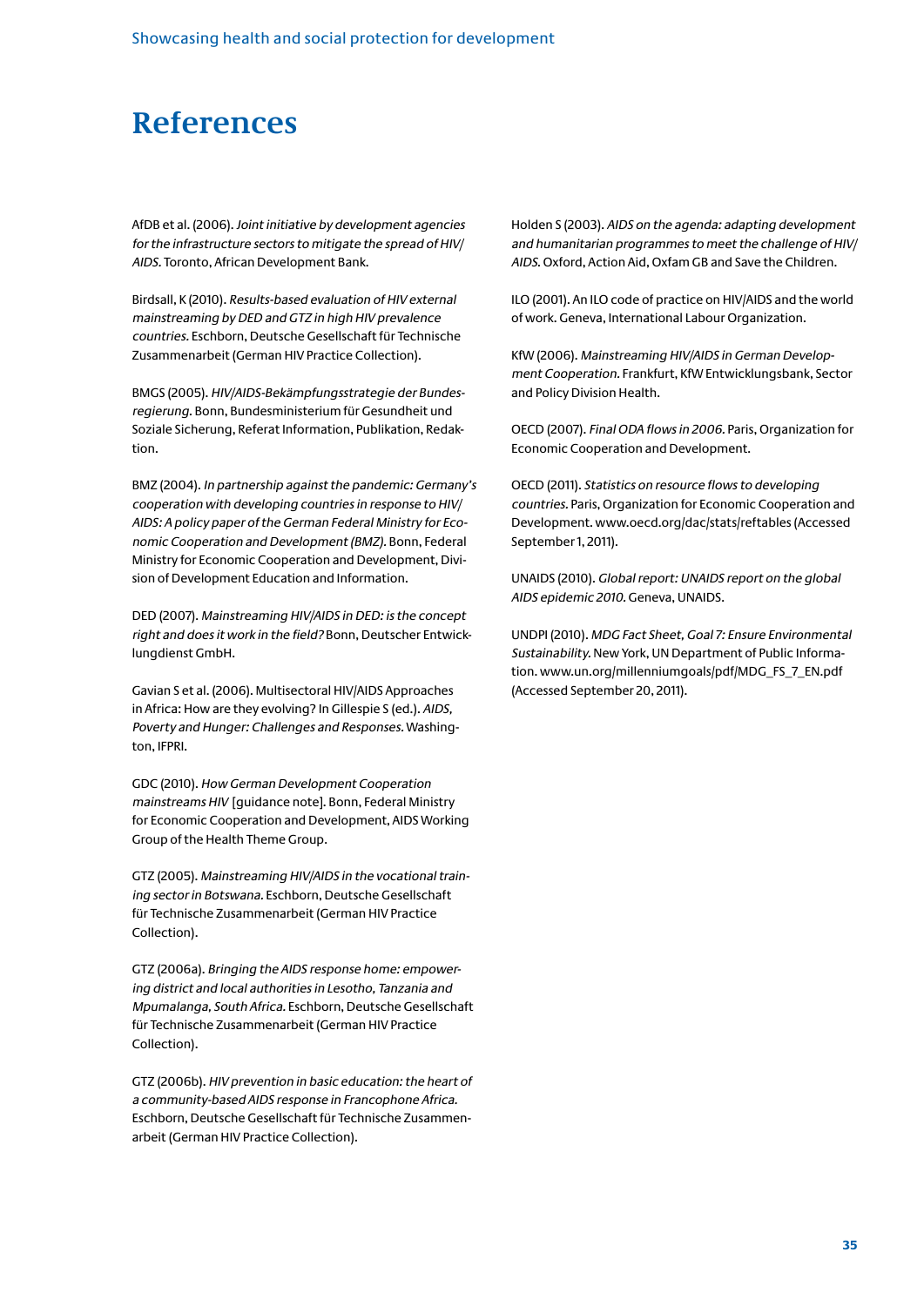# References

AfDB et al. (2006). *Joint initiative by development agencies for the infrastructure sectors to mitigate the spread of HIV/AIDS.* Toronto, African Development Bank.

Birdsall, K (2010). *Results-based evaluation of HIV external mainstreaming by DED and GTZ in high HIV prevalence countries.* Eschborn, Deutsche Gesellschaft für Technische Zusammenarbeit (German HIV Practice Collection).

BMGS (2005). *HIV/AIDS-Bekämpfungsstrategie der Bundesregierung.* Bonn, Bundesministerium für Gesundheit und Soziale Sicherung, Referat Information, Publikation, Redaktion.

BMZ (2004). *In partnership against the pandemic: Germany's cooperation with developing countries in response to HIV/AIDS: A policy paper of the German Federal Ministry for Economic Cooperation and Development (BMZ).* Bonn, Federal Ministry for Economic Cooperation and Development, Division of Development Education and Information.

DED (2007). *Mainstreaming HIV/AIDS in DED: is the concept right and does it work in the field?* Bonn, Deutscher Entwicklungdienst GmbH.

Gavian S et al. (2006). Multisectoral HIV/AIDS Approaches in Africa: How are they evolving? In Gillespie S (ed.). *AIDS, Poverty and Hunger: Challenges and Responses.* Washington, IFPRI.

GDC (2010). *How German Development Cooperation mainstreams HIV* [guidance note]. Bonn, Federal Ministry for Economic Cooperation and Development, AIDS Working Group of the Health Theme Group.

GTZ (2005). *Mainstreaming HIV/AIDS in the vocational training sector in Botswana.* Eschborn, Deutsche Gesellschaft für Technische Zusammenarbeit (German HIV Practice Collection).

GTZ (2006a). *Bringing the AIDS response home: empowering district and local authorities in Lesotho, Tanzania and Mpumalanga, South Africa.* Eschborn, Deutsche Gesellschaft für Technische Zusammenarbeit (German HIV Practice Collection).

GTZ (2006b). *HIV prevention in basic education: the heart of a community-based AIDS response in Francophone Africa.* Eschborn, Deutsche Gesellschaft für Technische Zusammenarbeit (German HIV Practice Collection).

Holden S (2003). *AIDS on the agenda: adapting development and humanitarian programmes to meet the challenge of HIV/AIDS.* Oxford, Action Aid, Oxfam GB and Save the Children.

ILO (2001). An ILO code of practice on HIV/AIDS and the world of work. Geneva, International Labour Organization.

KfW (2006). *Mainstreaming HIV/AIDS in German Development Cooperation.* Frankfurt, KfW Entwicklungsbank, Sector and Policy Division Health.

OECD (2007). *Final ODA flows in 2006.* Paris, Organization for Economic Cooperation and Development.

OECD (2011). *Statistics on resource flows to developing countries.* Paris, Organization for Economic Cooperation and Development. www.oecd.org/dac/stats/reftables (Accessed September 1, 2011).

UNAIDS (2010). *Global report: UNAIDS report on the global AIDS epidemic 2010.* Geneva, UNAIDS.

UNDPI (2010). *MDG Fact Sheet, Goal 7: Ensure Environmental Sustainability.* New York, UN Department of Public Information. www.un.org/millenniumgoals/pdf/MDG_FS_7_EN.pdf (Accessed September 20, 2011).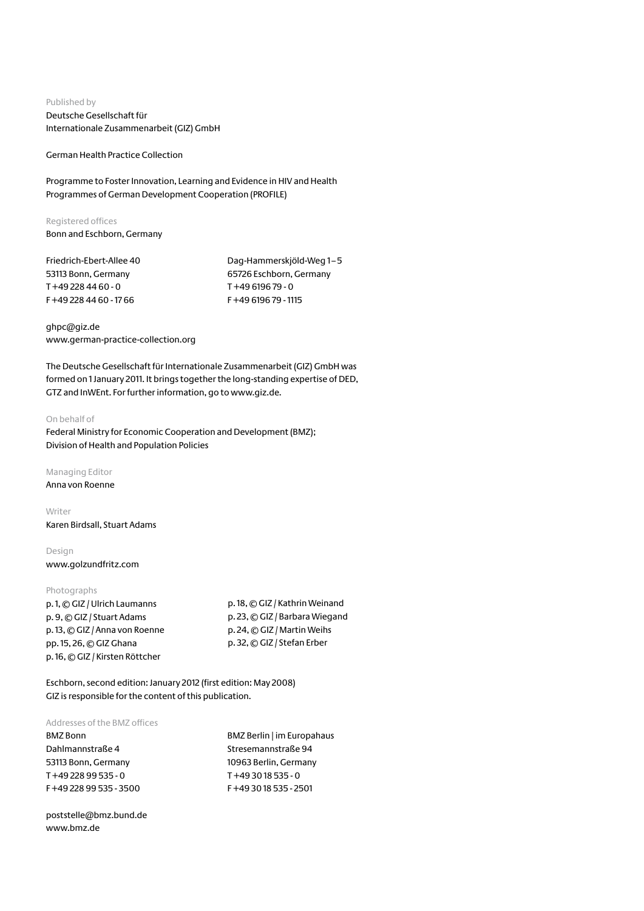Published by

Deutsche Gesellschaft für
Internationale Zusammenarbeit (GIZ) GmbH

German Health Practice Collection

Programme to Foster Innovation, Learning and Evidence in HIV and Health
Programmes of German Development Cooperation (PROFILE)

Registered offices

Bonn and Eschborn, Germany

Friedrich-Ebert-Allee 40
53113 Bonn, Germany
T +49 228 44 60 - 0
F +49 228 44 60 - 17 66

Dag-Hammerskjöld-Weg 1 – 5
65726 Eschborn, Germany
T +49 6196 79 - 0
F +49 6196 79 - 1115

ghpc@giz.de
www.german-practice-collection.org

The Deutsche Gesellschaft für Internationale Zusammenarbeit (GIZ) GmbH was formed on 1 January 2011. It brings together the long-standing expertise of DED, GTZ and InWEnt. For further information, go to www.giz.de.

On behalf of

Federal Ministry for Economic Cooperation and Development (BMZ);
Division of Health and Population Policies

Managing Editor

Anna von Roenne

Writer

Karen Birdsall, Stuart Adams

Design

www.golzundfritz.com

Photographs

p. 1, © GIZ / Ulrich Laumanns
p. 9, © GIZ / Stuart Adams
p. 13, © GIZ / Anna von Roenne
pp. 15, 26, © GIZ Ghana
p. 16, © GIZ / Kirsten Röttcher
p. 18, © GIZ / Kathrin Weinand
p. 23, © GIZ / Barbara Wiegand
p. 24, © GIZ / Martin Weihs
p. 32, © GIZ / Stefan Erber

Eschborn, second edition: January 2012 (first edition: May 2008)
GIZ is responsible for the content of this publication.

Addresses of the BMZ offices

BMZ Bonn
Dahlmannstraße 4
53113 Bonn, Germany
T +49 228 99 535 - 0
F +49 228 99 535 - 3500

BMZ Berlin | im Europahaus
Stresemannstraße 94
10963 Berlin, Germany
T +49 30 18 535 - 0
F +49 30 18 535 - 2501

poststelle@bmz.bund.de
www.bmz.de